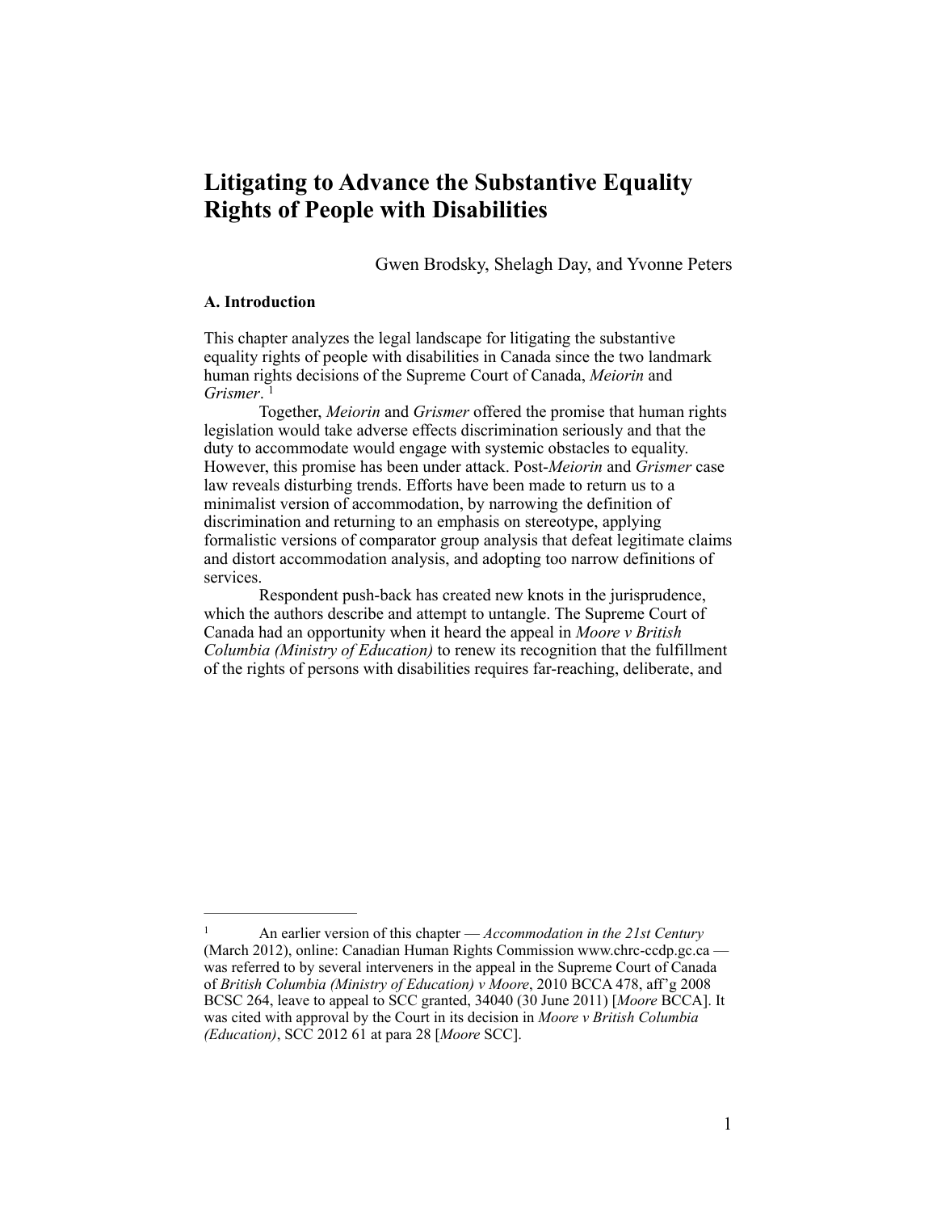# Litigating to Advance the Substantive Equality Rights of People with Disabilities

Gwen Brodsky, Shelagh Day, and Yvonne Peters

### A. Introduction

This chapter analyzes the legal landscape for litigating the substantive equality rights of people with disabilities in Canada since the two landmark human rights decisions of the Supreme Court of Canada, *Meiorin* and *Grismer*. [1]

Together, *Meiorin* and *Grismer* offered the promise that human rights legislation would take adverse effects discrimination seriously and that the duty to accommodate would engage with systemic obstacles to equality. However, this promise has been under attack. Post-*Meiorin* and *Grismer* case law reveals disturbing trends. Efforts have been made to return us to a minimalist version of accommodation, by narrowing the definition of discrimination and returning to an emphasis on stereotype, applying formalistic versions of comparator group analysis that defeat legitimate claims and distort accommodation analysis, and adopting too narrow definitions of services.

Respondent push-back has created new knots in the jurisprudence, which the authors describe and attempt to untangle. The Supreme Court of Canada had an opportunity when it heard the appeal in *Moore v British Columbia (Ministry of Education)* to renew its recognition that the fulfillment of the rights of persons with disabilities requires far-reaching, deliberate, and

---

[1] An earlier version of this chapter — *Accommodation in the 21st Century* (March 2012), online: Canadian Human Rights Commission www.chrc-ccdp.gc.ca — was referred to by several interveners in the appeal in the Supreme Court of Canada of *British Columbia (Ministry of Education) v Moore*, 2010 BCCA 478, aff'g 2008 BCSC 264, leave to appeal to SCC granted, 34040 (30 June 2011) [*Moore* BCCA]. It was cited with approval by the Court in its decision in *Moore v British Columbia (Education)*, SCC 2012 61 at para 28 [*Moore* SCC].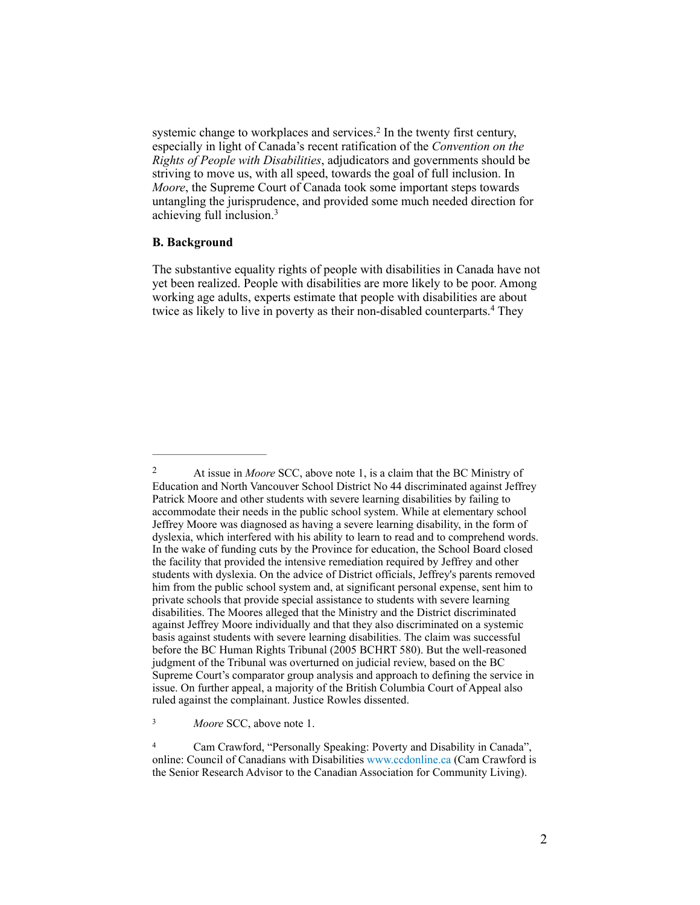systemic change to workplaces and services.[2] In the twenty first century, especially in light of Canada's recent ratification of the *Convention on the Rights of People with Disabilities*, adjudicators and governments should be striving to move us, with all speed, towards the goal of full inclusion. In *Moore*, the Supreme Court of Canada took some important steps towards untangling the jurisprudence, and provided some much needed direction for achieving full inclusion.[3]

**B. Background**

The substantive equality rights of people with disabilities in Canada have not yet been realized. People with disabilities are more likely to be poor. Among working age adults, experts estimate that people with disabilities are about twice as likely to live in poverty as their non-disabled counterparts.[4] They

---

[2] At issue in *Moore* SCC, above note 1, is a claim that the BC Ministry of Education and North Vancouver School District No 44 discriminated against Jeffrey Patrick Moore and other students with severe learning disabilities by failing to accommodate their needs in the public school system. While at elementary school Jeffrey Moore was diagnosed as having a severe learning disability, in the form of dyslexia, which interfered with his ability to learn to read and to comprehend words. In the wake of funding cuts by the Province for education, the School Board closed the facility that provided the intensive remediation required by Jeffrey and other students with dyslexia. On the advice of District officials, Jeffrey's parents removed him from the public school system and, at significant personal expense, sent him to private schools that provide special assistance to students with severe learning disabilities. The Moores alleged that the Ministry and the District discriminated against Jeffrey Moore individually and that they also discriminated on a systemic basis against students with severe learning disabilities. The claim was successful before the BC Human Rights Tribunal (2005 BCHRT 580). But the well-reasoned judgment of the Tribunal was overturned on judicial review, based on the BC Supreme Court's comparator group analysis and approach to defining the service in issue. On further appeal, a majority of the British Columbia Court of Appeal also ruled against the complainant. Justice Rowles dissented.

[3] *Moore* SCC, above note 1.

[4] Cam Crawford, "Personally Speaking: Poverty and Disability in Canada", online: Council of Canadians with Disabilities www.ccdonline.ca (Cam Crawford is the Senior Research Advisor to the Canadian Association for Community Living).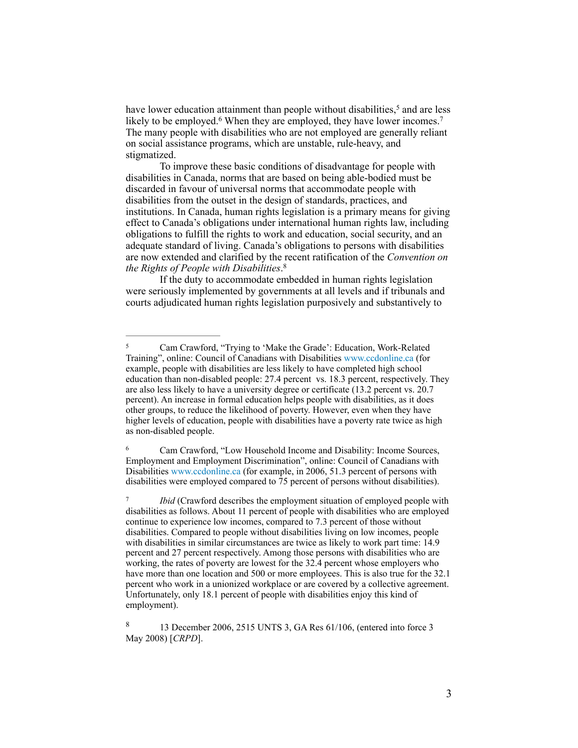have lower education attainment than people without disabilities,[5] and are less likely to be employed.[6] When they are employed, they have lower incomes.[7] The many people with disabilities who are not employed are generally reliant on social assistance programs, which are unstable, rule-heavy, and stigmatized.

To improve these basic conditions of disadvantage for people with disabilities in Canada, norms that are based on being able-bodied must be discarded in favour of universal norms that accommodate people with disabilities from the outset in the design of standards, practices, and institutions. In Canada, human rights legislation is a primary means for giving effect to Canada's obligations under international human rights law, including obligations to fulfill the rights to work and education, social security, and an adequate standard of living. Canada's obligations to persons with disabilities are now extended and clarified by the recent ratification of the *Convention on the Rights of People with Disabilities*.[8]

If the duty to accommodate embedded in human rights legislation were seriously implemented by governments at all levels and if tribunals and courts adjudicated human rights legislation purposively and substantively to

---

[5] Cam Crawford, "Trying to 'Make the Grade': Education, Work-Related Training", online: Council of Canadians with Disabilities www.ccdonline.ca (for example, people with disabilities are less likely to have completed high school education than non-disabled people: 27.4 percent vs. 18.3 percent, respectively. They are also less likely to have a university degree or certificate (13.2 percent vs. 20.7 percent). An increase in formal education helps people with disabilities, as it does other groups, to reduce the likelihood of poverty. However, even when they have higher levels of education, people with disabilities have a poverty rate twice as high as non-disabled people.

[6] Cam Crawford, "Low Household Income and Disability: Income Sources, Employment and Employment Discrimination", online: Council of Canadians with Disabilities www.ccdonline.ca (for example, in 2006, 51.3 percent of persons with disabilities were employed compared to 75 percent of persons without disabilities).

[7] *Ibid* (Crawford describes the employment situation of employed people with disabilities as follows. About 11 percent of people with disabilities who are employed continue to experience low incomes, compared to 7.3 percent of those without disabilities. Compared to people without disabilities living on low incomes, people with disabilities in similar circumstances are twice as likely to work part time: 14.9 percent and 27 percent respectively. Among those persons with disabilities who are working, the rates of poverty are lowest for the 32.4 percent whose employers who have more than one location and 500 or more employees. This is also true for the 32.1 percent who work in a unionized workplace or are covered by a collective agreement. Unfortunately, only 18.1 percent of people with disabilities enjoy this kind of employment).

[8] 13 December 2006, 2515 UNTS 3, GA Res 61/106, (entered into force 3 May 2008) [*CRPD*].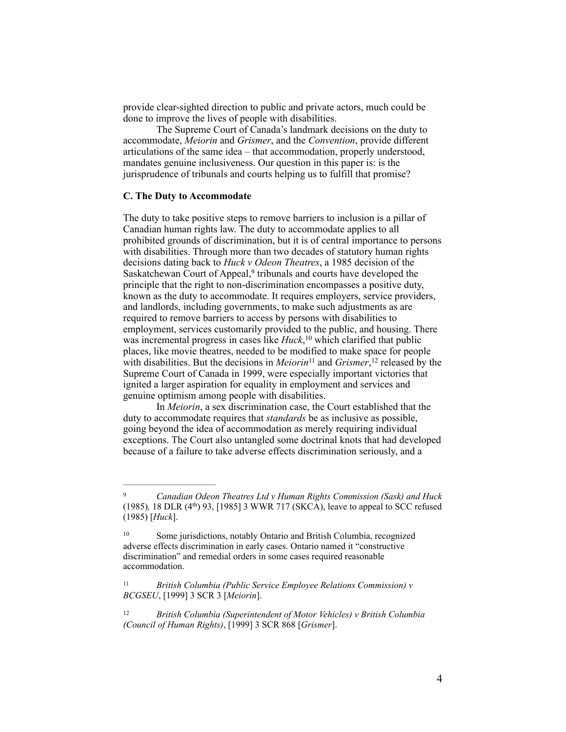provide clear-sighted direction to public and private actors, much could be done to improve the lives of people with disabilities.

The Supreme Court of Canada's landmark decisions on the duty to accommodate, *Meiorin* and *Grismer*, and the *Convention*, provide different articulations of the same idea – that accommodation, properly understood, mandates genuine inclusiveness. Our question in this paper is: is the jurisprudence of tribunals and courts helping us to fulfill that promise?

**C. The Duty to Accommodate**

The duty to take positive steps to remove barriers to inclusion is a pillar of Canadian human rights law. The duty to accommodate applies to all prohibited grounds of discrimination, but it is of central importance to persons with disabilities. Through more than two decades of statutory human rights decisions dating back to *Huck v Odeon Theatres*, a 1985 decision of the Saskatchewan Court of Appeal,[9] tribunals and courts have developed the principle that the right to non-discrimination encompasses a positive duty, known as the duty to accommodate. It requires employers, service providers, and landlords, including governments, to make such adjustments as are required to remove barriers to access by persons with disabilities to employment, services customarily provided to the public, and housing. There was incremental progress in cases like *Huck*,[10] which clarified that public places, like movie theatres, needed to be modified to make space for people with disabilities. But the decisions in *Meiorin*[11] and *Grismer*,[12] released by the Supreme Court of Canada in 1999, were especially important victories that ignited a larger aspiration for equality in employment and services and genuine optimism among people with disabilities.

In *Meiorin*, a sex discrimination case, the Court established that the duty to accommodate requires that *standards* be as inclusive as possible, going beyond the idea of accommodation as merely requiring individual exceptions. The Court also untangled some doctrinal knots that had developed because of a failure to take adverse effects discrimination seriously, and a

---

[9] *Canadian Odeon Theatres Ltd v Human Rights Commission (Sask) and Huck* (1985)*,* 18 DLR (4th) 93, [1985] 3 WWR 717 (SKCA), leave to appeal to SCC refused (1985) [*Huck*].

[10] Some jurisdictions, notably Ontario and British Columbia, recognized adverse effects discrimination in early cases. Ontario named it "constructive discrimination" and remedial orders in some cases required reasonable accommodation.

[11] *British Columbia (Public Service Employee Relations Commission) v BCGSEU*, [1999] 3 SCR 3 [*Meiorin*].

[12] *British Columbia (Superintendent of Motor Vehicles) v British Columbia (Council of Human Rights)*, [1999] 3 SCR 868 [*Grismer*].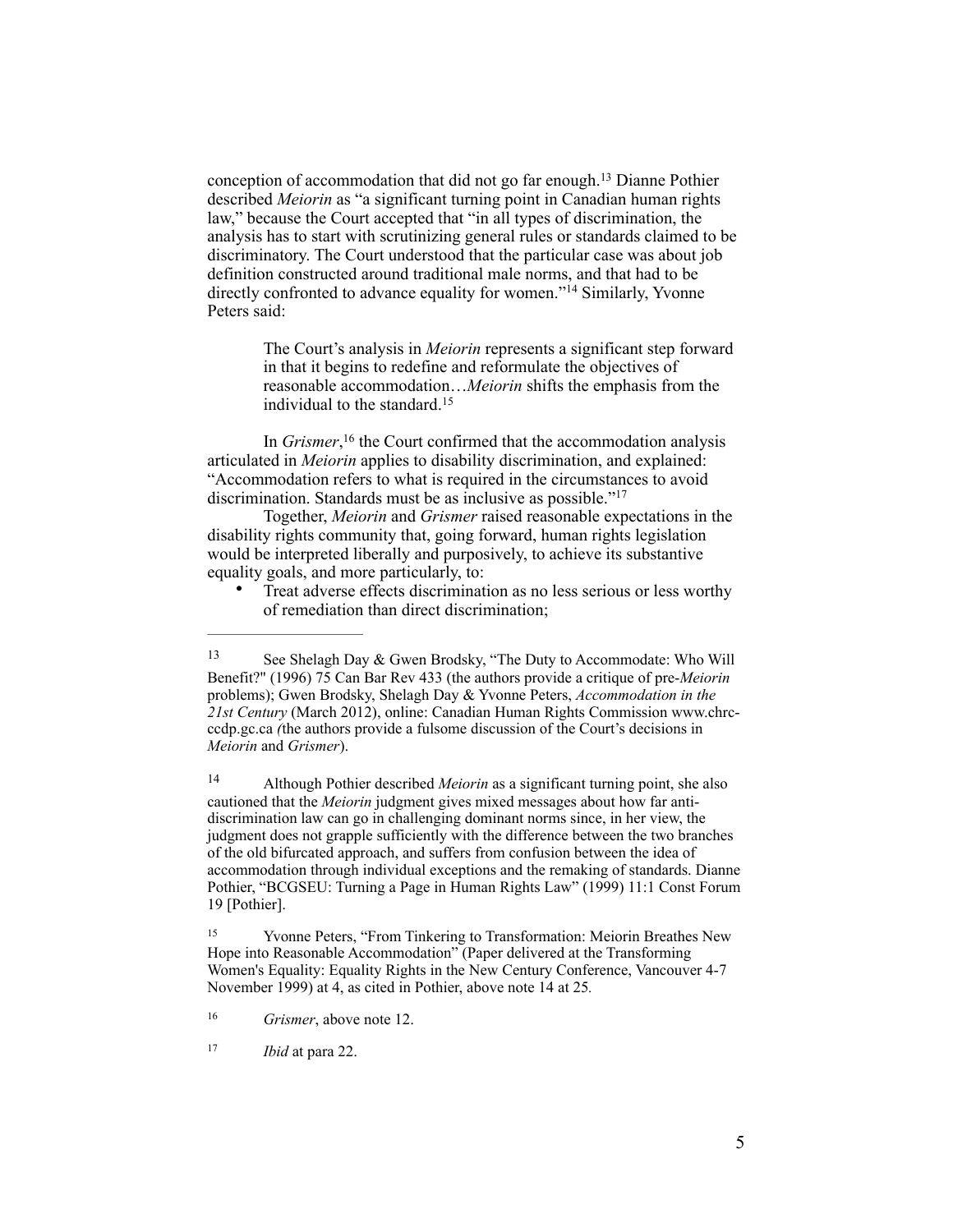conception of accommodation that did not go far enough.[13] Dianne Pothier described *Meiorin* as "a significant turning point in Canadian human rights law," because the Court accepted that "in all types of discrimination, the analysis has to start with scrutinizing general rules or standards claimed to be discriminatory. The Court understood that the particular case was about job definition constructed around traditional male norms, and that had to be directly confronted to advance equality for women."[14] Similarly, Yvonne Peters said:

> The Court's analysis in *Meiorin* represents a significant step forward in that it begins to redefine and reformulate the objectives of reasonable accommodation…*Meiorin* shifts the emphasis from the individual to the standard.[15]

In *Grismer*,[16] the Court confirmed that the accommodation analysis articulated in *Meiorin* applies to disability discrimination, and explained: "Accommodation refers to what is required in the circumstances to avoid discrimination. Standards must be as inclusive as possible."[17]

Together, *Meiorin* and *Grismer* raised reasonable expectations in the disability rights community that, going forward, human rights legislation would be interpreted liberally and purposively, to achieve its substantive equality goals, and more particularly, to:

- Treat adverse effects discrimination as no less serious or less worthy of remediation than direct discrimination;

---

[13] See Shelagh Day & Gwen Brodsky, "The Duty to Accommodate: Who Will Benefit?" (1996) 75 Can Bar Rev 433 (the authors provide a critique of pre-*Meiorin* problems); Gwen Brodsky, Shelagh Day & Yvonne Peters, *Accommodation in the 21st Century* (March 2012), online: Canadian Human Rights Commission www.chrc-ccdp.gc.ca (the authors provide a fulsome discussion of the Court's decisions in *Meiorin* and *Grismer*).

[14] Although Pothier described *Meiorin* as a significant turning point, she also cautioned that the *Meiorin* judgment gives mixed messages about how far anti-discrimination law can go in challenging dominant norms since, in her view, the judgment does not grapple sufficiently with the difference between the two branches of the old bifurcated approach, and suffers from confusion between the idea of accommodation through individual exceptions and the remaking of standards. Dianne Pothier, "BCGSEU: Turning a Page in Human Rights Law" (1999) 11:1 Const Forum 19 [Pothier].

[15] Yvonne Peters, "From Tinkering to Transformation: Meiorin Breathes New Hope into Reasonable Accommodation" (Paper delivered at the Transforming Women's Equality: Equality Rights in the New Century Conference, Vancouver 4-7 November 1999) at 4, as cited in Pothier, above note 14 at 25.

[16] *Grismer*, above note 12.

[17] *Ibid* at para 22.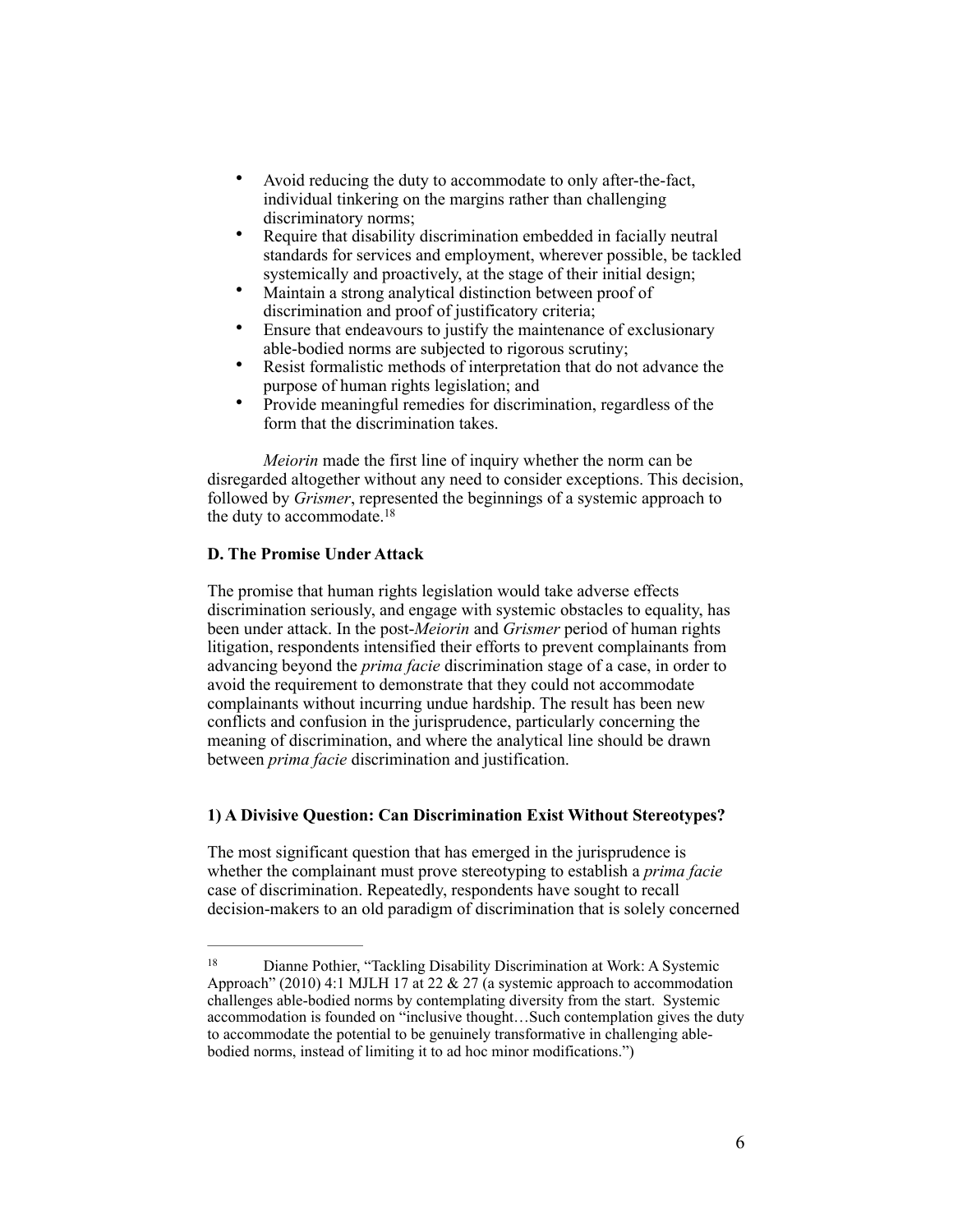- Avoid reducing the duty to accommodate to only after-the-fact, individual tinkering on the margins rather than challenging discriminatory norms;
- Require that disability discrimination embedded in facially neutral standards for services and employment, wherever possible, be tackled systemically and proactively, at the stage of their initial design;
- Maintain a strong analytical distinction between proof of discrimination and proof of justificatory criteria;
- Ensure that endeavours to justify the maintenance of exclusionary able-bodied norms are subjected to rigorous scrutiny;
- Resist formalistic methods of interpretation that do not advance the purpose of human rights legislation; and
- Provide meaningful remedies for discrimination, regardless of the form that the discrimination takes.

*Meiorin* made the first line of inquiry whether the norm can be disregarded altogether without any need to consider exceptions. This decision, followed by *Grismer*, represented the beginnings of a systemic approach to the duty to accommodate.[18]

**D. The Promise Under Attack**

The promise that human rights legislation would take adverse effects discrimination seriously, and engage with systemic obstacles to equality, has been under attack. In the post-*Meiorin* and *Grismer* period of human rights litigation, respondents intensified their efforts to prevent complainants from advancing beyond the *prima facie* discrimination stage of a case, in order to avoid the requirement to demonstrate that they could not accommodate complainants without incurring undue hardship. The result has been new conflicts and confusion in the jurisprudence, particularly concerning the meaning of discrimination, and where the analytical line should be drawn between *prima facie* discrimination and justification.

**1) A Divisive Question: Can Discrimination Exist Without Stereotypes?**

The most significant question that has emerged in the jurisprudence is whether the complainant must prove stereotyping to establish a *prima facie* case of discrimination. Repeatedly, respondents have sought to recall decision-makers to an old paradigm of discrimination that is solely concerned

---

[18] Dianne Pothier, "Tackling Disability Discrimination at Work: A Systemic Approach" (2010) 4:1 MJLH 17 at 22 & 27 (a systemic approach to accommodation challenges able-bodied norms by contemplating diversity from the start. Systemic accommodation is founded on "inclusive thought…Such contemplation gives the duty to accommodate the potential to be genuinely transformative in challenging able-bodied norms, instead of limiting it to ad hoc minor modifications.")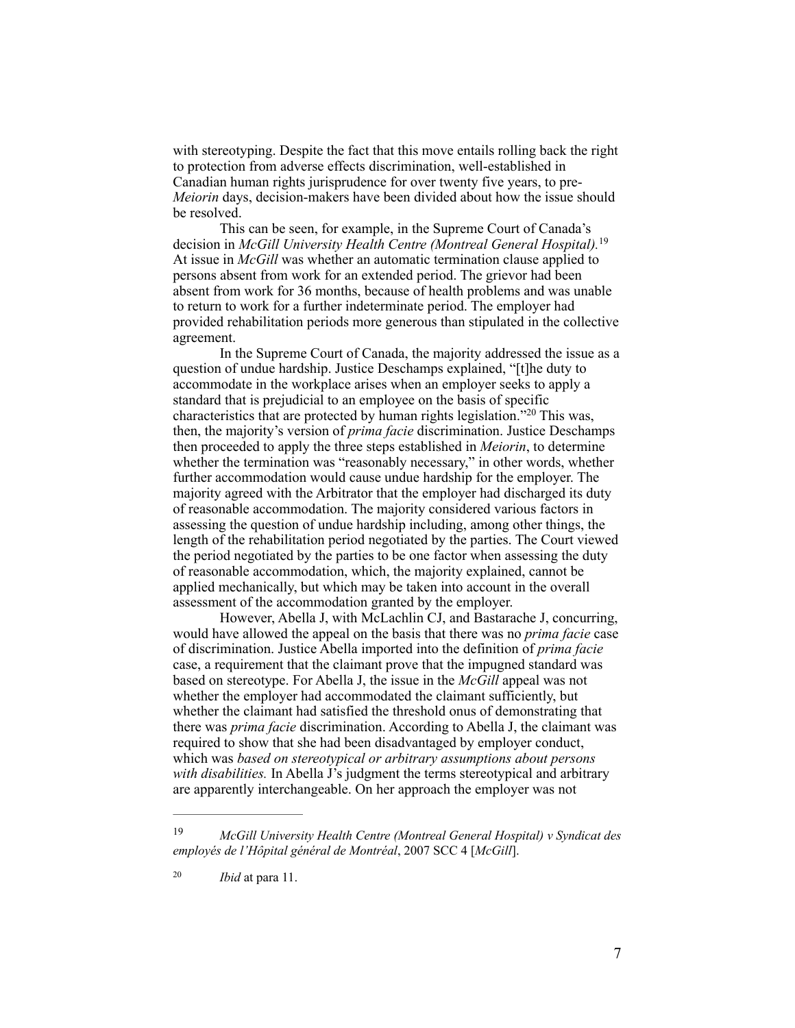with stereotyping. Despite the fact that this move entails rolling back the right to protection from adverse effects discrimination, well-established in Canadian human rights jurisprudence for over twenty five years, to pre-*Meiorin* days, decision-makers have been divided about how the issue should be resolved.

This can be seen, for example, in the Supreme Court of Canada's decision in *McGill University Health Centre (Montreal General Hospital).*[19] At issue in *McGill* was whether an automatic termination clause applied to persons absent from work for an extended period. The grievor had been absent from work for 36 months, because of health problems and was unable to return to work for a further indeterminate period. The employer had provided rehabilitation periods more generous than stipulated in the collective agreement.

In the Supreme Court of Canada, the majority addressed the issue as a question of undue hardship. Justice Deschamps explained, "[t]he duty to accommodate in the workplace arises when an employer seeks to apply a standard that is prejudicial to an employee on the basis of specific characteristics that are protected by human rights legislation."[20] This was, then, the majority's version of *prima facie* discrimination. Justice Deschamps then proceeded to apply the three steps established in *Meiorin*, to determine whether the termination was "reasonably necessary," in other words, whether further accommodation would cause undue hardship for the employer. The majority agreed with the Arbitrator that the employer had discharged its duty of reasonable accommodation. The majority considered various factors in assessing the question of undue hardship including, among other things, the length of the rehabilitation period negotiated by the parties. The Court viewed the period negotiated by the parties to be one factor when assessing the duty of reasonable accommodation, which, the majority explained, cannot be applied mechanically, but which may be taken into account in the overall assessment of the accommodation granted by the employer.

However, Abella J, with McLachlin CJ, and Bastarache J, concurring, would have allowed the appeal on the basis that there was no *prima facie* case of discrimination. Justice Abella imported into the definition of *prima facie* case, a requirement that the claimant prove that the impugned standard was based on stereotype. For Abella J, the issue in the *McGill* appeal was not whether the employer had accommodated the claimant sufficiently, but whether the claimant had satisfied the threshold onus of demonstrating that there was *prima facie* discrimination. According to Abella J, the claimant was required to show that she had been disadvantaged by employer conduct, which was *based on stereotypical or arbitrary assumptions about persons with disabilities.* In Abella J's judgment the terms stereotypical and arbitrary are apparently interchangeable. On her approach the employer was not

---

[19] *McGill University Health Centre (Montreal General Hospital) v Syndicat des employés de l'Hôpital général de Montréal*, 2007 SCC 4 [*McGill*].

[20] *Ibid* at para 11.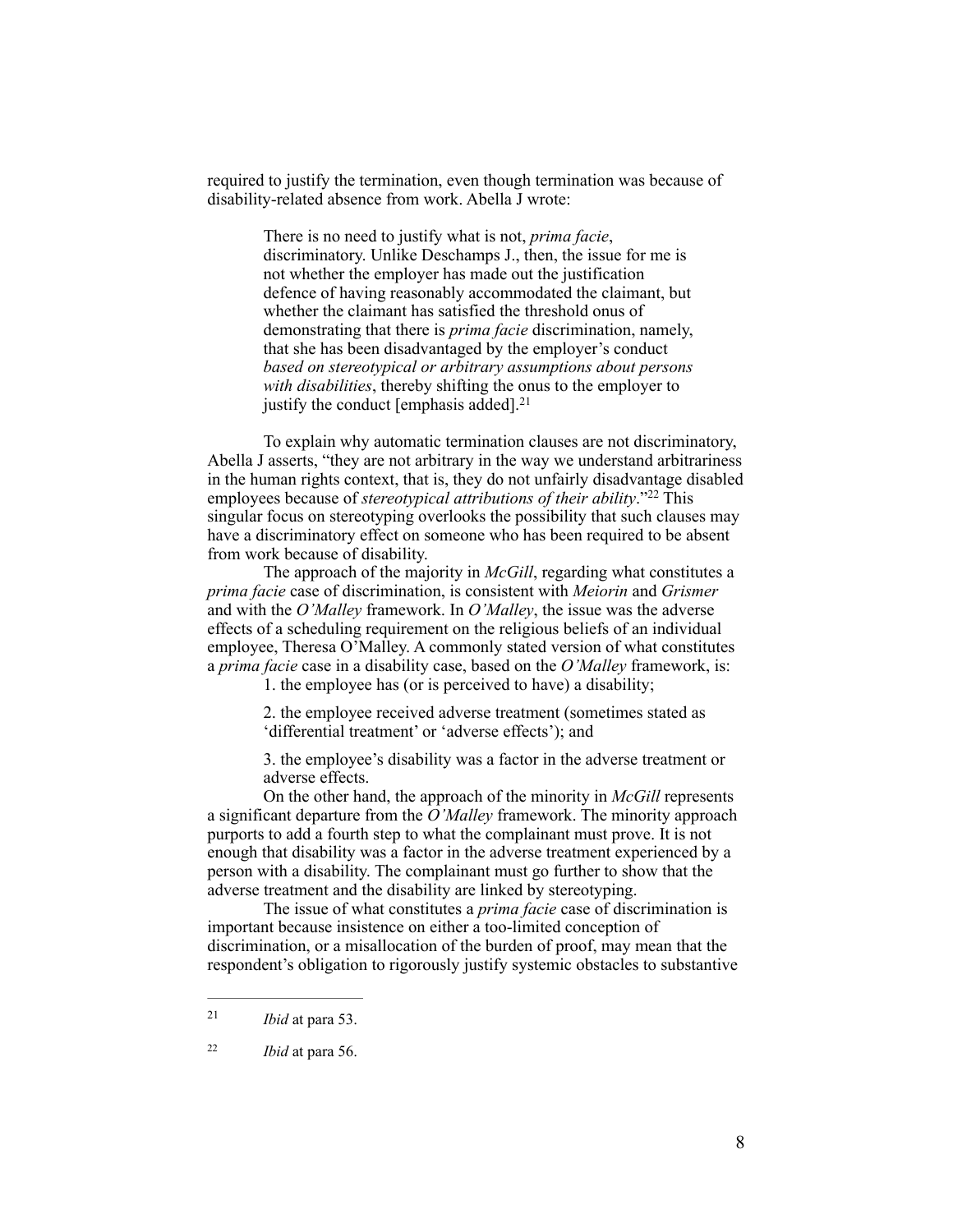required to justify the termination, even though termination was because of disability-related absence from work. Abella J wrote:

> There is no need to justify what is not, *prima facie*, discriminatory. Unlike Deschamps J., then, the issue for me is not whether the employer has made out the justification defence of having reasonably accommodated the claimant, but whether the claimant has satisfied the threshold onus of demonstrating that there is *prima facie* discrimination, namely, that she has been disadvantaged by the employer's conduct *based on stereotypical or arbitrary assumptions about persons with disabilities*, thereby shifting the onus to the employer to justify the conduct [emphasis added].[21]

To explain why automatic termination clauses are not discriminatory, Abella J asserts, "they are not arbitrary in the way we understand arbitrariness in the human rights context, that is, they do not unfairly disadvantage disabled employees because of *stereotypical attributions of their ability*."[22] This singular focus on stereotyping overlooks the possibility that such clauses may have a discriminatory effect on someone who has been required to be absent from work because of disability.

The approach of the majority in *McGill*, regarding what constitutes a *prima facie* case of discrimination, is consistent with *Meiorin* and *Grismer* and with the *O'Malley* framework. In *O'Malley*, the issue was the adverse effects of a scheduling requirement on the religious beliefs of an individual employee, Theresa O'Malley. A commonly stated version of what constitutes a *prima facie* case in a disability case, based on the *O'Malley* framework, is:

1. the employee has (or is perceived to have) a disability;

2. the employee received adverse treatment (sometimes stated as 'differential treatment' or 'adverse effects'); and

3. the employee's disability was a factor in the adverse treatment or adverse effects.

On the other hand, the approach of the minority in *McGill* represents a significant departure from the *O'Malley* framework. The minority approach purports to add a fourth step to what the complainant must prove. It is not enough that disability was a factor in the adverse treatment experienced by a person with a disability. The complainant must go further to show that the adverse treatment and the disability are linked by stereotyping.

The issue of what constitutes a *prima facie* case of discrimination is important because insistence on either a too-limited conception of discrimination, or a misallocation of the burden of proof, may mean that the respondent's obligation to rigorously justify systemic obstacles to substantive

---

[21] *Ibid* at para 53.

[22] *Ibid* at para 56.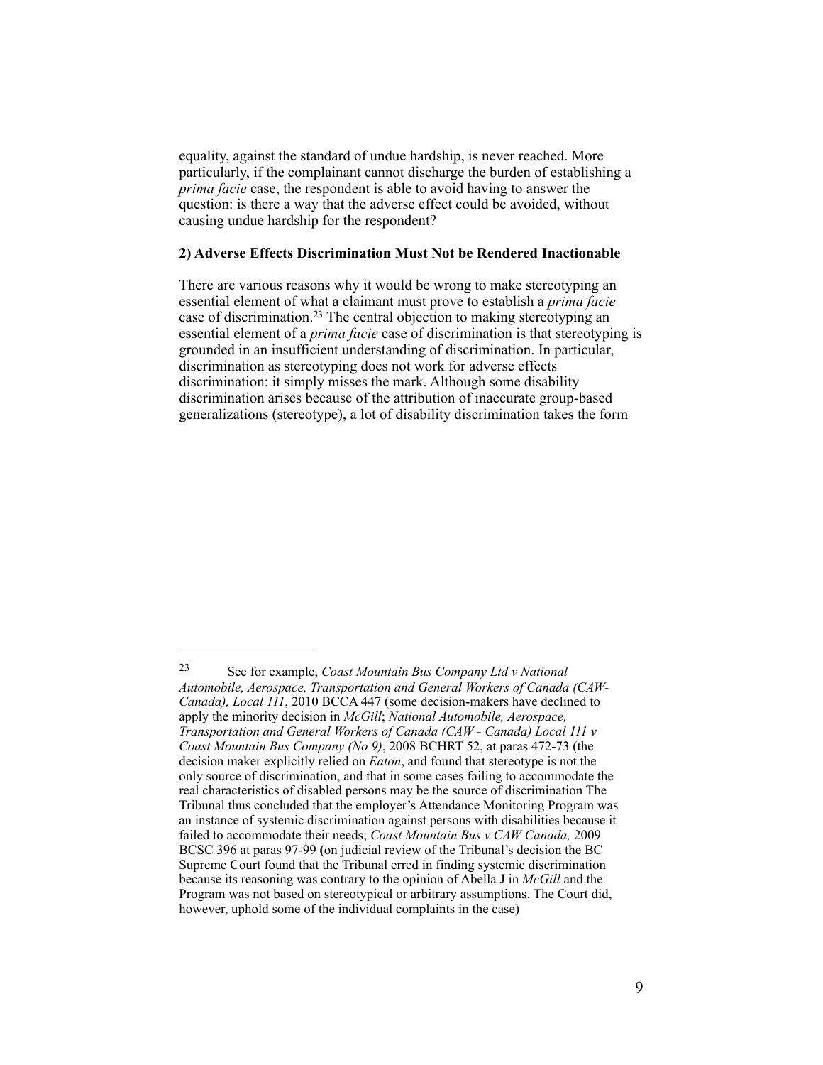equality, against the standard of undue hardship, is never reached. More particularly, if the complainant cannot discharge the burden of establishing a *prima facie* case, the respondent is able to avoid having to answer the question: is there a way that the adverse effect could be avoided, without causing undue hardship for the respondent?

### 2) Adverse Effects Discrimination Must Not be Rendered Inactionable

There are various reasons why it would be wrong to make stereotyping an essential element of what a claimant must prove to establish a *prima facie* case of discrimination.[23] The central objection to making stereotyping an essential element of a *prima facie* case of discrimination is that stereotyping is grounded in an insufficient understanding of discrimination. In particular, discrimination as stereotyping does not work for adverse effects discrimination: it simply misses the mark. Although some disability discrimination arises because of the attribution of inaccurate group-based generalizations (stereotype), a lot of disability discrimination takes the form

---

[23] See for example, *Coast Mountain Bus Company Ltd v National Automobile, Aerospace, Transportation and General Workers of Canada (CAW-Canada), Local 111*, 2010 BCCA 447 (some decision-makers have declined to apply the minority decision in *McGill*; *National Automobile, Aerospace, Transportation and General Workers of Canada (CAW - Canada) Local 111 v Coast Mountain Bus Company (No 9)*, 2008 BCHRT 52, at paras 472-73 (the decision maker explicitly relied on *Eaton*, and found that stereotype is not the only source of discrimination, and that in some cases failing to accommodate the real characteristics of disabled persons may be the source of discrimination The Tribunal thus concluded that the employer's Attendance Monitoring Program was an instance of systemic discrimination against persons with disabilities because it failed to accommodate their needs; *Coast Mountain Bus v CAW Canada,* 2009 BCSC 396 at paras 97-99 (on judicial review of the Tribunal's decision the BC Supreme Court found that the Tribunal erred in finding systemic discrimination because its reasoning was contrary to the opinion of Abella J in *McGill* and the Program was not based on stereotypical or arbitrary assumptions. The Court did, however, uphold some of the individual complaints in the case)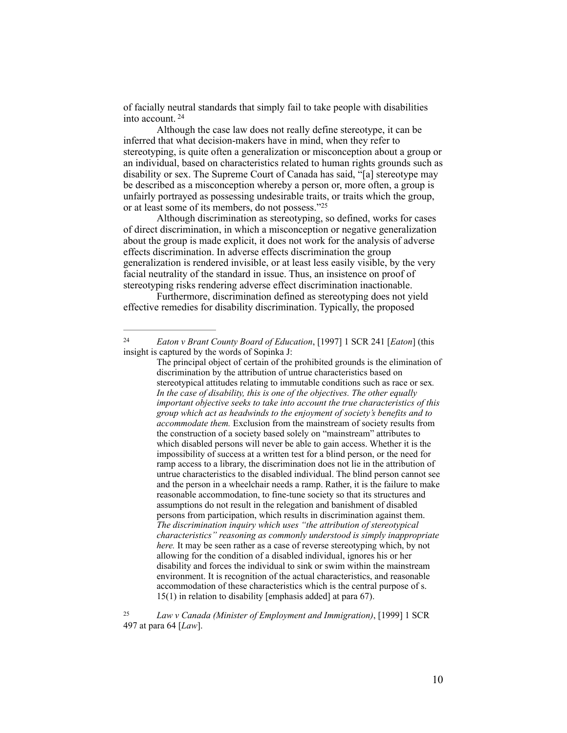of facially neutral standards that simply fail to take people with disabilities into account. [24]

Although the case law does not really define stereotype, it can be inferred that what decision-makers have in mind, when they refer to stereotyping, is quite often a generalization or misconception about a group or an individual, based on characteristics related to human rights grounds such as disability or sex. The Supreme Court of Canada has said, "[a] stereotype may be described as a misconception whereby a person or, more often, a group is unfairly portrayed as possessing undesirable traits, or traits which the group, or at least some of its members, do not possess."[25]

Although discrimination as stereotyping, so defined, works for cases of direct discrimination, in which a misconception or negative generalization about the group is made explicit, it does not work for the analysis of adverse effects discrimination. In adverse effects discrimination the group generalization is rendered invisible, or at least less easily visible, by the very facial neutrality of the standard in issue. Thus, an insistence on proof of stereotyping risks rendering adverse effect discrimination inactionable.

Furthermore, discrimination defined as stereotyping does not yield effective remedies for disability discrimination. Typically, the proposed

---

[24] *Eaton v Brant County Board of Education*, [1997] 1 SCR 241 [*Eaton*] (this insight is captured by the words of Sopinka J:

> The principal object of certain of the prohibited grounds is the elimination of discrimination by the attribution of untrue characteristics based on stereotypical attitudes relating to immutable conditions such as race or sex. *In the case of disability, this is one of the objectives. The other equally important objective seeks to take into account the true characteristics of this group which act as headwinds to the enjoyment of society's benefits and to accommodate them.* Exclusion from the mainstream of society results from the construction of a society based solely on "mainstream" attributes to which disabled persons will never be able to gain access. Whether it is the impossibility of success at a written test for a blind person, or the need for ramp access to a library, the discrimination does not lie in the attribution of untrue characteristics to the disabled individual. The blind person cannot see and the person in a wheelchair needs a ramp. Rather, it is the failure to make reasonable accommodation, to fine-tune society so that its structures and assumptions do not result in the relegation and banishment of disabled persons from participation, which results in discrimination against them. *The discrimination inquiry which uses "the attribution of stereotypical characteristics" reasoning as commonly understood is simply inappropriate here.* It may be seen rather as a case of reverse stereotyping which, by not allowing for the condition of a disabled individual, ignores his or her disability and forces the individual to sink or swim within the mainstream environment. It is recognition of the actual characteristics, and reasonable accommodation of these characteristics which is the central purpose of s. 15(1) in relation to disability [emphasis added] at para 67).

[25] *Law v Canada (Minister of Employment and Immigration)*, [1999] 1 SCR 497 at para 64 [*Law*].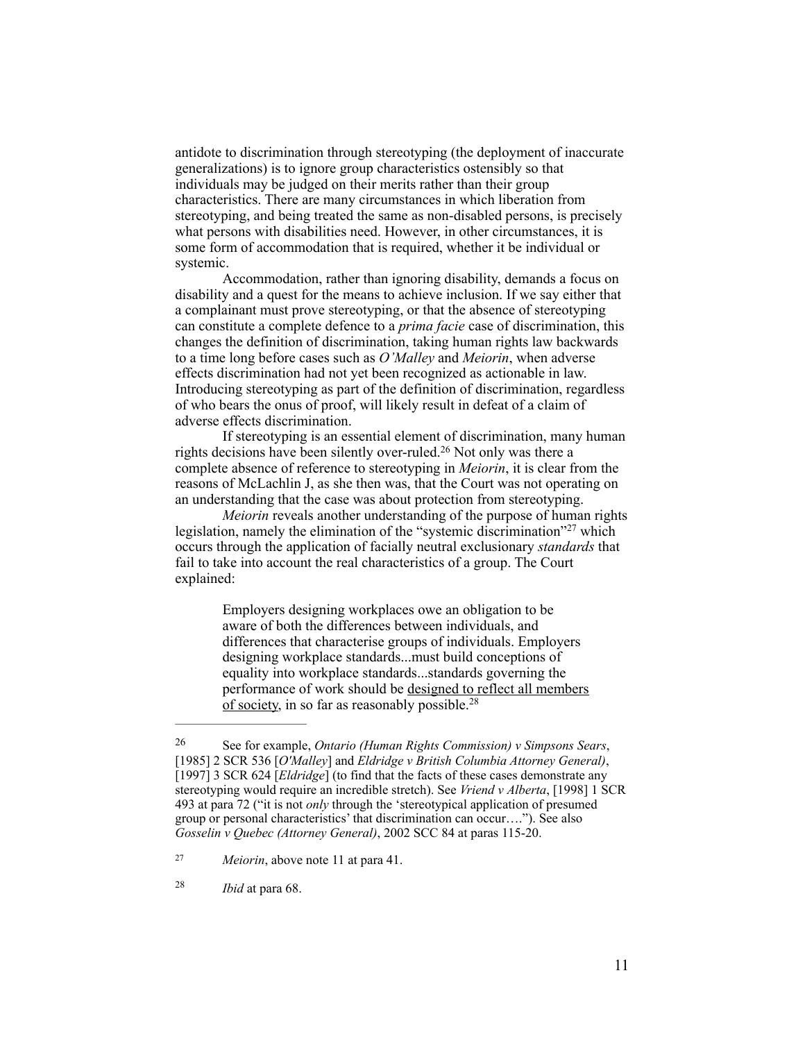antidote to discrimination through stereotyping (the deployment of inaccurate generalizations) is to ignore group characteristics ostensibly so that individuals may be judged on their merits rather than their group characteristics. There are many circumstances in which liberation from stereotyping, and being treated the same as non-disabled persons, is precisely what persons with disabilities need. However, in other circumstances, it is some form of accommodation that is required, whether it be individual or systemic.

Accommodation, rather than ignoring disability, demands a focus on disability and a quest for the means to achieve inclusion. If we say either that a complainant must prove stereotyping, or that the absence of stereotyping can constitute a complete defence to a *prima facie* case of discrimination, this changes the definition of discrimination, taking human rights law backwards to a time long before cases such as *O'Malley* and *Meiorin*, when adverse effects discrimination had not yet been recognized as actionable in law. Introducing stereotyping as part of the definition of discrimination, regardless of who bears the onus of proof, will likely result in defeat of a claim of adverse effects discrimination.

If stereotyping is an essential element of discrimination, many human rights decisions have been silently over-ruled.[26] Not only was there a complete absence of reference to stereotyping in *Meiorin*, it is clear from the reasons of McLachlin J, as she then was, that the Court was not operating on an understanding that the case was about protection from stereotyping.

*Meiorin* reveals another understanding of the purpose of human rights legislation, namely the elimination of the "systemic discrimination"[27] which occurs through the application of facially neutral exclusionary *standards* that fail to take into account the real characteristics of a group. The Court explained:

> Employers designing workplaces owe an obligation to be aware of both the differences between individuals, and differences that characterise groups of individuals. Employers designing workplace standards...must build conceptions of equality into workplace standards...standards governing the performance of work should be <u>designed to reflect all members of society</u>, in so far as reasonably possible.[28]

---

[26] See for example, *Ontario (Human Rights Commission) v Simpsons Sears*, [1985] 2 SCR 536 [*O'Malley*] and *Eldridge v British Columbia Attorney General)*, [1997] 3 SCR 624 [*Eldridge*] (to find that the facts of these cases demonstrate any stereotyping would require an incredible stretch). See *Vriend v Alberta*, [1998] 1 SCR 493 at para 72 ("it is not *only* through the 'stereotypical application of presumed group or personal characteristics' that discrimination can occur….").  See also *Gosselin v Quebec (Attorney General)*, 2002 SCC 84 at paras 115-20.

[27] *Meiorin*, above note 11 at para 41.

[28] *Ibid* at para 68.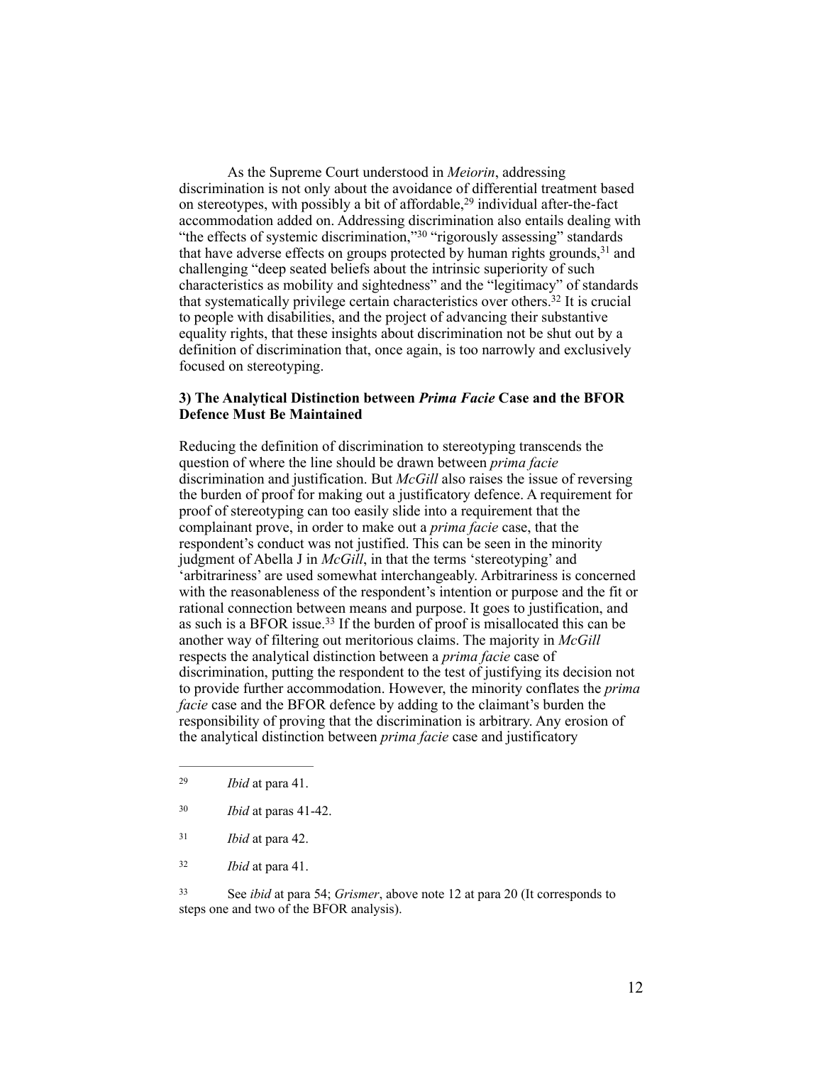As the Supreme Court understood in *Meiorin*, addressing discrimination is not only about the avoidance of differential treatment based on stereotypes, with possibly a bit of affordable,[29] individual after-the-fact accommodation added on. Addressing discrimination also entails dealing with "the effects of systemic discrimination,"[30] "rigorously assessing" standards that have adverse effects on groups protected by human rights grounds,[31] and challenging "deep seated beliefs about the intrinsic superiority of such characteristics as mobility and sightedness" and the "legitimacy" of standards that systematically privilege certain characteristics over others.[32] It is crucial to people with disabilities, and the project of advancing their substantive equality rights, that these insights about discrimination not be shut out by a definition of discrimination that, once again, is too narrowly and exclusively focused on stereotyping.

### 3) The Analytical Distinction between *Prima Facie* Case and the BFOR Defence Must Be Maintained

Reducing the definition of discrimination to stereotyping transcends the question of where the line should be drawn between *prima facie* discrimination and justification. But *McGill* also raises the issue of reversing the burden of proof for making out a justificatory defence. A requirement for proof of stereotyping can too easily slide into a requirement that the complainant prove, in order to make out a *prima facie* case, that the respondent's conduct was not justified. This can be seen in the minority judgment of Abella J in *McGill*, in that the terms 'stereotyping' and 'arbitrariness' are used somewhat interchangeably. Arbitrariness is concerned with the reasonableness of the respondent's intention or purpose and the fit or rational connection between means and purpose. It goes to justification, and as such is a BFOR issue.[33] If the burden of proof is misallocated this can be another way of filtering out meritorious claims. The majority in *McGill* respects the analytical distinction between a *prima facie* case of discrimination, putting the respondent to the test of justifying its decision not to provide further accommodation. However, the minority conflates the *prima facie* case and the BFOR defence by adding to the claimant's burden the responsibility of proving that the discrimination is arbitrary. Any erosion of the analytical distinction between *prima facie* case and justificatory

---

[29] *Ibid* at para 41.

[30] *Ibid* at paras 41-42.

[31] *Ibid* at para 42.

[32] *Ibid* at para 41.

[33] See *ibid* at para 54; *Grismer*, above note 12 at para 20 (It corresponds to steps one and two of the BFOR analysis).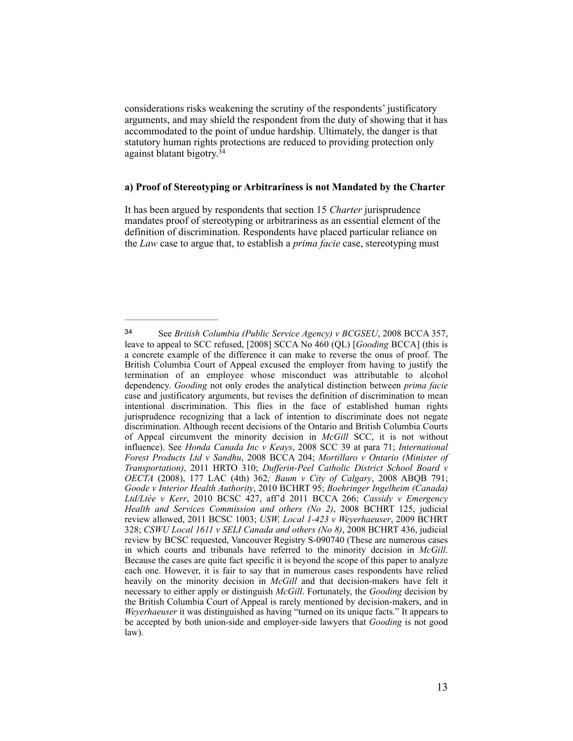considerations risks weakening the scrutiny of the respondents' justificatory arguments, and may shield the respondent from the duty of showing that it has accommodated to the point of undue hardship. Ultimately, the danger is that statutory human rights protections are reduced to providing protection only against blatant bigotry.[34]

#### a) Proof of Stereotyping or Arbitrariness is not Mandated by the Charter

It has been argued by respondents that section 15 *Charter* jurisprudence mandates proof of stereotyping or arbitrariness as an essential element of the definition of discrimination. Respondents have placed particular reliance on the *Law* case to argue that, to establish a *prima facie* case, stereotyping must

---

[34] See *British Columbia (Public Service Agency) v BCGSEU*, 2008 BCCA 357, leave to appeal to SCC refused, [2008] SCCA No 460 (QL) [*Gooding* BCCA] (this is a concrete example of the difference it can make to reverse the onus of proof. The British Columbia Court of Appeal excused the employer from having to justify the termination of an employee whose misconduct was attributable to alcohol dependency. *Gooding* not only erodes the analytical distinction between *prima facie* case and justificatory arguments, but revises the definition of discrimination to mean intentional discrimination. This flies in the face of established human rights jurisprudence recognizing that a lack of intention to discriminate does not negate discrimination. Although recent decisions of the Ontario and British Columbia Courts of Appeal circumvent the minority decision in *McGill* SCC, it is not without influence). See *Honda Canada Inc v Keays*, 2008 SCC 39 at para 71; *International Forest Products Ltd v Sandhu*, 2008 BCCA 204; *Mortillaro v Ontario (Minister of Transportation)*, 2011 HRTO 310; *Dufferin-Peel Catholic District School Board v OECTA* (2008), 177 LAC (4th) 362*; Baum v City of Calgary*, 2008 ABQB 791; *Goode v Interior Health Authority*, 2010 BCHRT 95; *Boehringer Ingelheim (Canada) Ltd/Ltée v Kerr*, 2010 BCSC 427, aff'd 2011 BCCA 266; *Cassidy v Emergency Health and Services Commission and others (No 2)*, 2008 BCHRT 125, judicial review allowed, 2011 BCSC 1003; *USW, Local 1-423 v Weyerhaeuser*, 2009 BCHRT 328; *CSWU Local 1611 v SELI Canada and others (No 8)*, 2008 BCHRT 436, judicial review by BCSC requested, Vancouver Registry S-090740 (These are numerous cases in which courts and tribunals have referred to the minority decision in *McGill*. Because the cases are quite fact specific it is beyond the scope of this paper to analyze each one. However, it is fair to say that in numerous cases respondents have relied heavily on the minority decision in *McGill* and that decision-makers have felt it necessary to either apply or distinguish *McGill*. Fortunately, the *Gooding* decision by the British Columbia Court of Appeal is rarely mentioned by decision-makers, and in *Weyerhaeuser* it was distinguished as having "turned on its unique facts." It appears to be accepted by both union-side and employer-side lawyers that *Gooding* is not good law).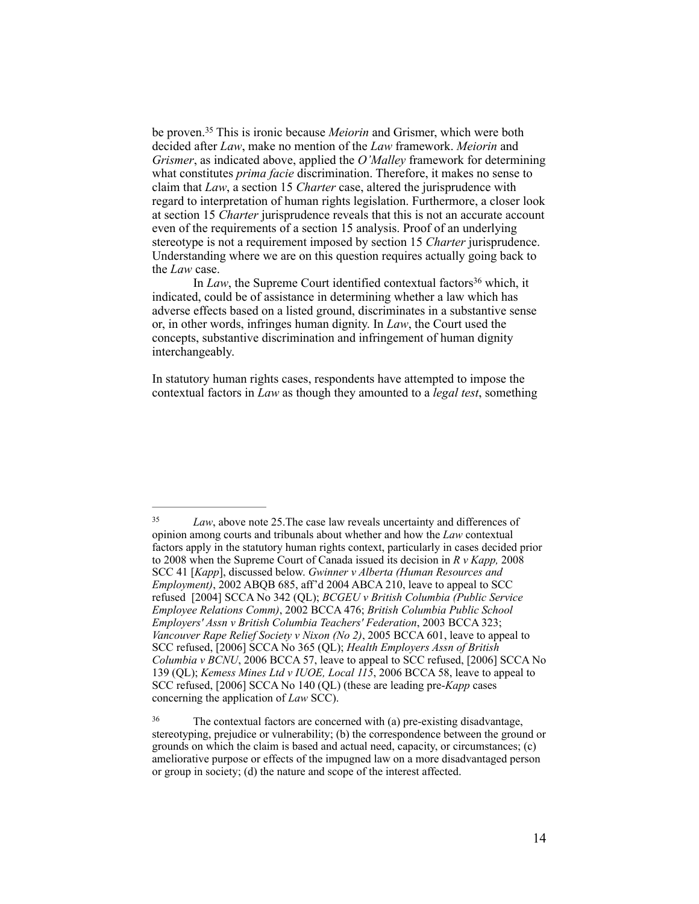be proven.[35] This is ironic because *Meiorin* and Grismer, which were both decided after *Law*, make no mention of the *Law* framework. *Meiorin* and *Grismer*, as indicated above, applied the *O'Malley* framework for determining what constitutes *prima facie* discrimination. Therefore, it makes no sense to claim that *Law*, a section 15 *Charter* case, altered the jurisprudence with regard to interpretation of human rights legislation. Furthermore, a closer look at section 15 *Charter* jurisprudence reveals that this is not an accurate account even of the requirements of a section 15 analysis. Proof of an underlying stereotype is not a requirement imposed by section 15 *Charter* jurisprudence. Understanding where we are on this question requires actually going back to the *Law* case.

In *Law*, the Supreme Court identified contextual factors[36] which, it indicated, could be of assistance in determining whether a law which has adverse effects based on a listed ground, discriminates in a substantive sense or, in other words, infringes human dignity. In *Law*, the Court used the concepts, substantive discrimination and infringement of human dignity interchangeably.

In statutory human rights cases, respondents have attempted to impose the contextual factors in *Law* as though they amounted to a *legal test*, something

---

[35] *Law*, above note 25.The case law reveals uncertainty and differences of opinion among courts and tribunals about whether and how the *Law* contextual factors apply in the statutory human rights context, particularly in cases decided prior to 2008 when the Supreme Court of Canada issued its decision in *R v Kapp,* 2008 SCC 41 [*Kapp*], discussed below. *Gwinner v Alberta (Human Resources and Employment)*, 2002 ABQB 685, aff'd 2004 ABCA 210, leave to appeal to SCC refused [2004] SCCA No 342 (QL); *BCGEU v British Columbia (Public Service Employee Relations Comm)*, 2002 BCCA 476; *British Columbia Public School Employers' Assn v British Columbia Teachers' Federation*, 2003 BCCA 323; *Vancouver Rape Relief Society v Nixon (No 2)*, 2005 BCCA 601, leave to appeal to SCC refused, [2006] SCCA No 365 (QL); *Health Employers Assn of British Columbia v BCNU*, 2006 BCCA 57, leave to appeal to SCC refused, [2006] SCCA No 139 (QL); *Kemess Mines Ltd v IUOE, Local 115*, 2006 BCCA 58, leave to appeal to SCC refused, [2006] SCCA No 140 (QL) (these are leading pre-*Kapp* cases concerning the application of *Law* SCC).

[36] The contextual factors are concerned with (a) pre-existing disadvantage, stereotyping, prejudice or vulnerability; (b) the correspondence between the ground or grounds on which the claim is based and actual need, capacity, or circumstances; (c) ameliorative purpose or effects of the impugned law on a more disadvantaged person or group in society; (d) the nature and scope of the interest affected.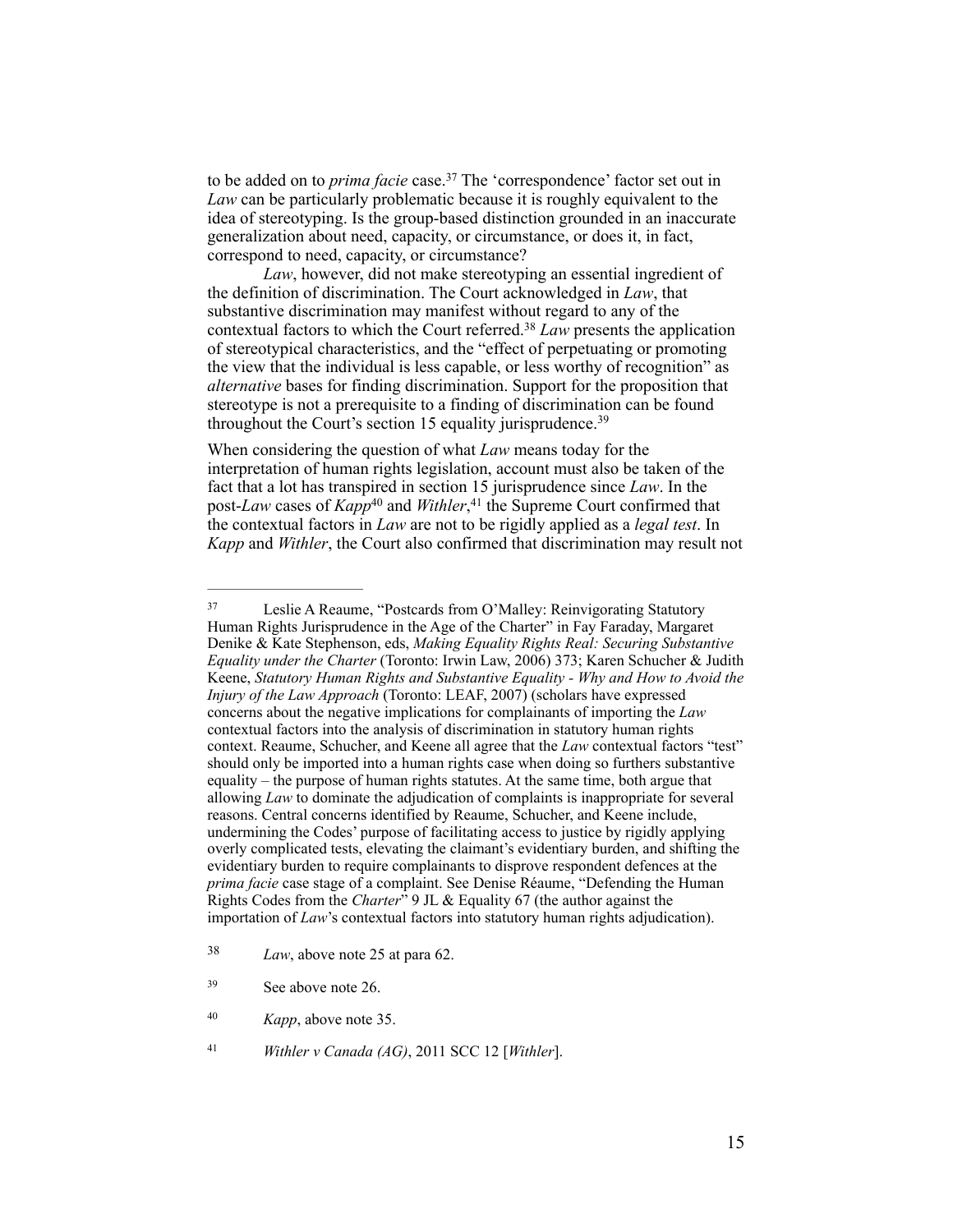to be added on to *prima facie* case.[37] The 'correspondence' factor set out in *Law* can be particularly problematic because it is roughly equivalent to the idea of stereotyping. Is the group-based distinction grounded in an inaccurate generalization about need, capacity, or circumstance, or does it, in fact, correspond to need, capacity, or circumstance?

*Law*, however, did not make stereotyping an essential ingredient of the definition of discrimination. The Court acknowledged in *Law*, that substantive discrimination may manifest without regard to any of the contextual factors to which the Court referred.[38] *Law* presents the application of stereotypical characteristics, and the "effect of perpetuating or promoting the view that the individual is less capable, or less worthy of recognition" as *alternative* bases for finding discrimination. Support for the proposition that stereotype is not a prerequisite to a finding of discrimination can be found throughout the Court's section 15 equality jurisprudence.[39]

When considering the question of what *Law* means today for the interpretation of human rights legislation, account must also be taken of the fact that a lot has transpired in section 15 jurisprudence since *Law*. In the post-*Law* cases of *Kapp*[40] and *Withler*,[41] the Supreme Court confirmed that the contextual factors in *Law* are not to be rigidly applied as a *legal test*. In *Kapp* and *Withler*, the Court also confirmed that discrimination may result not

---

[37] Leslie A Reaume, "Postcards from O'Malley: Reinvigorating Statutory Human Rights Jurisprudence in the Age of the Charter" in Fay Faraday, Margaret Denike & Kate Stephenson, eds, *Making Equality Rights Real: Securing Substantive Equality under the Charter* (Toronto: Irwin Law, 2006) 373; Karen Schucher & Judith Keene, *Statutory Human Rights and Substantive Equality - Why and How to Avoid the Injury of the Law Approach* (Toronto: LEAF, 2007) (scholars have expressed concerns about the negative implications for complainants of importing the *Law* contextual factors into the analysis of discrimination in statutory human rights context. Reaume, Schucher, and Keene all agree that the *Law* contextual factors "test" should only be imported into a human rights case when doing so furthers substantive equality – the purpose of human rights statutes. At the same time, both argue that allowing *Law* to dominate the adjudication of complaints is inappropriate for several reasons. Central concerns identified by Reaume, Schucher, and Keene include, undermining the Codes' purpose of facilitating access to justice by rigidly applying overly complicated tests, elevating the claimant's evidentiary burden, and shifting the evidentiary burden to require complainants to disprove respondent defences at the *prima facie* case stage of a complaint. See Denise Réaume, "Defending the Human Rights Codes from the *Charter*" 9 JL & Equality 67 (the author against the importation of *Law*'s contextual factors into statutory human rights adjudication).

[38] *Law*, above note 25 at para 62.

[39] See above note 26.

[40] *Kapp*, above note 35.

[41] *Withler v Canada (AG)*, 2011 SCC 12 [*Withler*].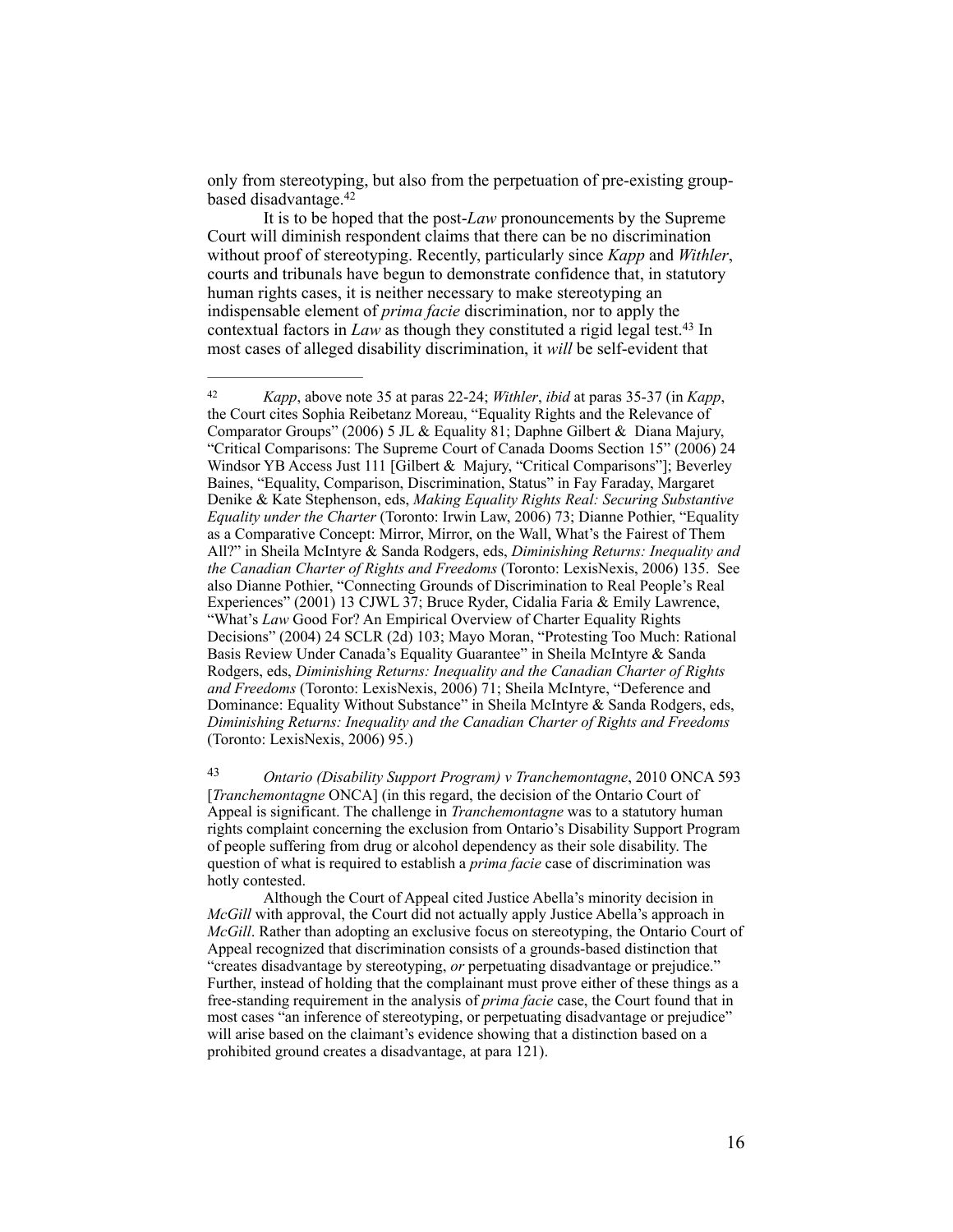only from stereotyping, but also from the perpetuation of pre-existing group-based disadvantage.[42]

It is to be hoped that the post-*Law* pronouncements by the Supreme Court will diminish respondent claims that there can be no discrimination without proof of stereotyping. Recently, particularly since *Kapp* and *Withler*, courts and tribunals have begun to demonstrate confidence that, in statutory human rights cases, it is neither necessary to make stereotyping an indispensable element of *prima facie* discrimination, nor to apply the contextual factors in *Law* as though they constituted a rigid legal test.[43] In most cases of alleged disability discrimination, it *will* be self-evident that

---

[42] *Kapp*, above note 35 at paras 22-24; *Withler*, *ibid* at paras 35-37 (in *Kapp*, the Court cites Sophia Reibetanz Moreau, "Equality Rights and the Relevance of Comparator Groups" (2006) 5 JL & Equality 81; Daphne Gilbert & Diana Majury, "Critical Comparisons: The Supreme Court of Canada Dooms Section 15" (2006) 24 Windsor YB Access Just 111 [Gilbert & Majury, "Critical Comparisons"]; Beverley Baines, "Equality, Comparison, Discrimination, Status" in Fay Faraday, Margaret Denike & Kate Stephenson, eds, *Making Equality Rights Real: Securing Substantive Equality under the Charter* (Toronto: Irwin Law, 2006) 73; Dianne Pothier, "Equality as a Comparative Concept: Mirror, Mirror, on the Wall, What's the Fairest of Them All?" in Sheila McIntyre & Sanda Rodgers, eds, *Diminishing Returns: Inequality and the Canadian Charter of Rights and Freedoms* (Toronto: LexisNexis, 2006) 135. See also Dianne Pothier, "Connecting Grounds of Discrimination to Real People's Real Experiences" (2001) 13 CJWL 37; Bruce Ryder, Cidalia Faria & Emily Lawrence, "What's *Law* Good For? An Empirical Overview of Charter Equality Rights Decisions" (2004) 24 SCLR (2d) 103; Mayo Moran, "Protesting Too Much: Rational Basis Review Under Canada's Equality Guarantee" in Sheila McIntyre & Sanda Rodgers, eds, *Diminishing Returns: Inequality and the Canadian Charter of Rights and Freedoms* (Toronto: LexisNexis, 2006) 71; Sheila McIntyre, "Deference and Dominance: Equality Without Substance" in Sheila McIntyre & Sanda Rodgers, eds, *Diminishing Returns: Inequality and the Canadian Charter of Rights and Freedoms* (Toronto: LexisNexis, 2006) 95.)

[43] *Ontario (Disability Support Program) v Tranchemontagne*, 2010 ONCA 593 [*Tranchemontagne* ONCA] (in this regard, the decision of the Ontario Court of Appeal is significant. The challenge in *Tranchemontagne* was to a statutory human rights complaint concerning the exclusion from Ontario's Disability Support Program of people suffering from drug or alcohol dependency as their sole disability. The question of what is required to establish a *prima facie* case of discrimination was hotly contested.

Although the Court of Appeal cited Justice Abella's minority decision in *McGill* with approval, the Court did not actually apply Justice Abella's approach in *McGill*. Rather than adopting an exclusive focus on stereotyping, the Ontario Court of Appeal recognized that discrimination consists of a grounds-based distinction that "creates disadvantage by stereotyping, *or* perpetuating disadvantage or prejudice." Further, instead of holding that the complainant must prove either of these things as a free-standing requirement in the analysis of *prima facie* case, the Court found that in most cases "an inference of stereotyping, or perpetuating disadvantage or prejudice" will arise based on the claimant's evidence showing that a distinction based on a prohibited ground creates a disadvantage, at para 121).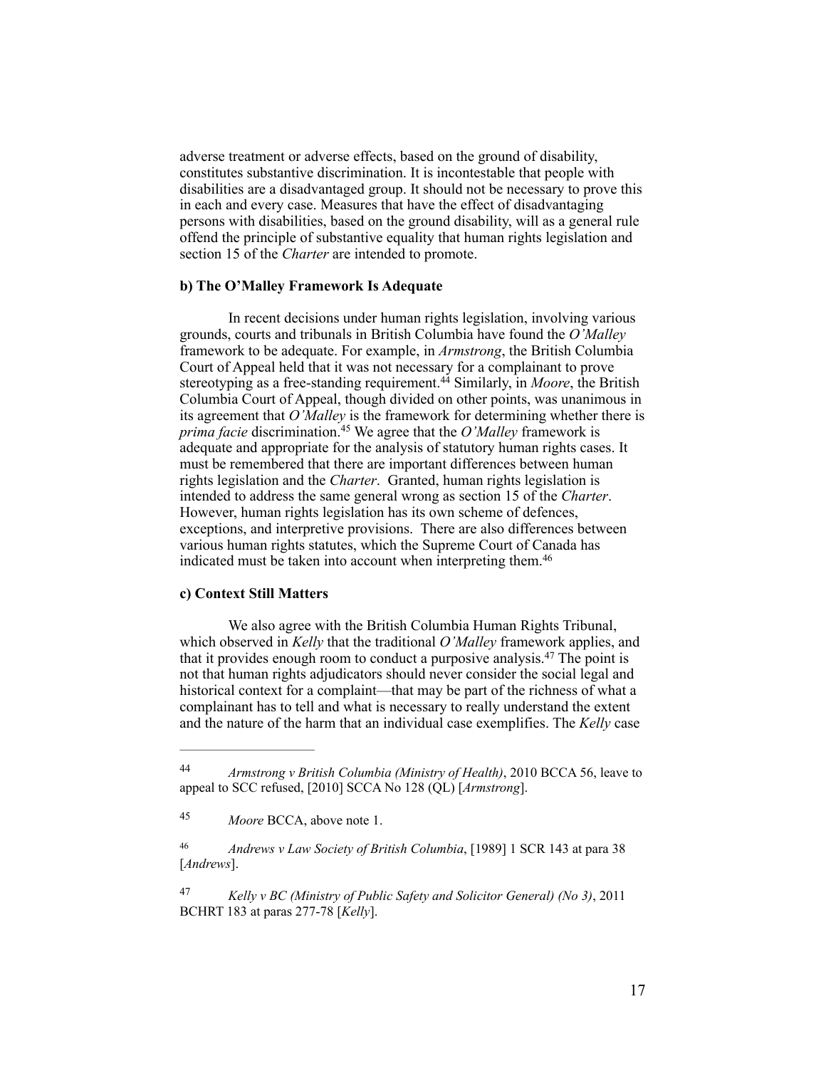adverse treatment or adverse effects, based on the ground of disability, constitutes substantive discrimination. It is incontestable that people with disabilities are a disadvantaged group. It should not be necessary to prove this in each and every case. Measures that have the effect of disadvantaging persons with disabilities, based on the ground disability, will as a general rule offend the principle of substantive equality that human rights legislation and section 15 of the *Charter* are intended to promote.

**b) The O'Malley Framework Is Adequate**

In recent decisions under human rights legislation, involving various grounds, courts and tribunals in British Columbia have found the *O'Malley* framework to be adequate. For example, in *Armstrong*, the British Columbia Court of Appeal held that it was not necessary for a complainant to prove stereotyping as a free-standing requirement.[44] Similarly, in *Moore*, the British Columbia Court of Appeal, though divided on other points, was unanimous in its agreement that *O'Malley* is the framework for determining whether there is *prima facie* discrimination.[45] We agree that the *O'Malley* framework is adequate and appropriate for the analysis of statutory human rights cases. It must be remembered that there are important differences between human rights legislation and the *Charter*. Granted, human rights legislation is intended to address the same general wrong as section 15 of the *Charter*. However, human rights legislation has its own scheme of defences, exceptions, and interpretive provisions. There are also differences between various human rights statutes, which the Supreme Court of Canada has indicated must be taken into account when interpreting them.[46]

**c) Context Still Matters**

We also agree with the British Columbia Human Rights Tribunal, which observed in *Kelly* that the traditional *O'Malley* framework applies, and that it provides enough room to conduct a purposive analysis.[47] The point is not that human rights adjudicators should never consider the social legal and historical context for a complaint—that may be part of the richness of what a complainant has to tell and what is necessary to really understand the extent and the nature of the harm that an individual case exemplifies. The *Kelly* case

---

[44] *Armstrong v British Columbia (Ministry of Health)*, 2010 BCCA 56, leave to appeal to SCC refused, [2010] SCCA No 128 (QL) [*Armstrong*].

[45] *Moore* BCCA, above note 1.

[46] *Andrews v Law Society of British Columbia*, [1989] 1 SCR 143 at para 38 [*Andrews*].

[47] *Kelly v BC (Ministry of Public Safety and Solicitor General) (No 3)*, 2011 BCHRT 183 at paras 277-78 [*Kelly*].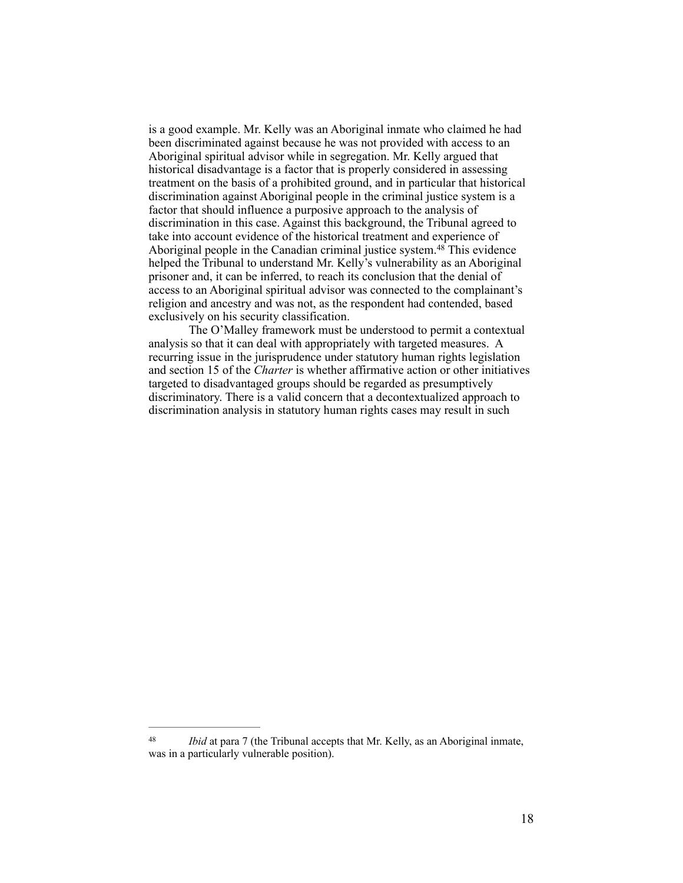is a good example. Mr. Kelly was an Aboriginal inmate who claimed he had been discriminated against because he was not provided with access to an Aboriginal spiritual advisor while in segregation. Mr. Kelly argued that historical disadvantage is a factor that is properly considered in assessing treatment on the basis of a prohibited ground, and in particular that historical discrimination against Aboriginal people in the criminal justice system is a factor that should influence a purposive approach to the analysis of discrimination in this case. Against this background, the Tribunal agreed to take into account evidence of the historical treatment and experience of Aboriginal people in the Canadian criminal justice system.[48] This evidence helped the Tribunal to understand Mr. Kelly's vulnerability as an Aboriginal prisoner and, it can be inferred, to reach its conclusion that the denial of access to an Aboriginal spiritual advisor was connected to the complainant's religion and ancestry and was not, as the respondent had contended, based exclusively on his security classification.

The O'Malley framework must be understood to permit a contextual analysis so that it can deal with appropriately with targeted measures. A recurring issue in the jurisprudence under statutory human rights legislation and section 15 of the *Charter* is whether affirmative action or other initiatives targeted to disadvantaged groups should be regarded as presumptively discriminatory. There is a valid concern that a decontextualized approach to discrimination analysis in statutory human rights cases may result in such

---

[48] *Ibid* at para 7 (the Tribunal accepts that Mr. Kelly, as an Aboriginal inmate, was in a particularly vulnerable position).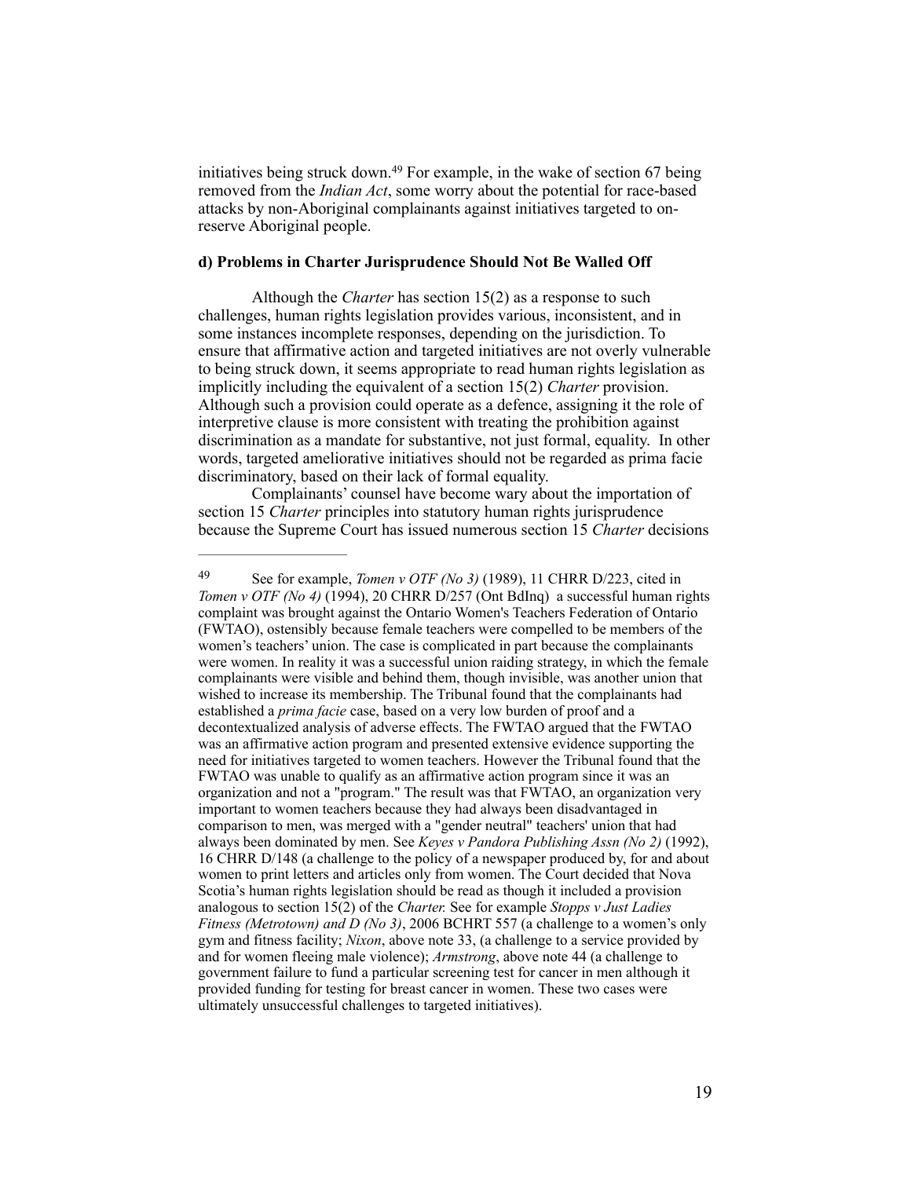initiatives being struck down.[49] For example, in the wake of section 67 being removed from the *Indian Act*, some worry about the potential for race-based attacks by non-Aboriginal complainants against initiatives targeted to on-reserve Aboriginal people.

**d) Problems in Charter Jurisprudence Should Not Be Walled Off**

Although the *Charter* has section 15(2) as a response to such challenges, human rights legislation provides various, inconsistent, and in some instances incomplete responses, depending on the jurisdiction. To ensure that affirmative action and targeted initiatives are not overly vulnerable to being struck down, it seems appropriate to read human rights legislation as implicitly including the equivalent of a section 15(2) *Charter* provision. Although such a provision could operate as a defence, assigning it the role of interpretive clause is more consistent with treating the prohibition against discrimination as a mandate for substantive, not just formal, equality. In other words, targeted ameliorative initiatives should not be regarded as prima facie discriminatory, based on their lack of formal equality.

Complainants' counsel have become wary about the importation of section 15 *Charter* principles into statutory human rights jurisprudence because the Supreme Court has issued numerous section 15 *Charter* decisions

---

[49] See for example, *Tomen v OTF (No 3)* (1989), 11 CHRR D/223, cited in *Tomen v OTF (No 4)* (1994), 20 CHRR D/257 (Ont BdInq) a successful human rights complaint was brought against the Ontario Women's Teachers Federation of Ontario (FWTAO), ostensibly because female teachers were compelled to be members of the women's teachers' union. The case is complicated in part because the complainants were women. In reality it was a successful union raiding strategy, in which the female complainants were visible and behind them, though invisible, was another union that wished to increase its membership. The Tribunal found that the complainants had established a *prima facie* case, based on a very low burden of proof and a decontextualized analysis of adverse effects. The FWTAO argued that the FWTAO was an affirmative action program and presented extensive evidence supporting the need for initiatives targeted to women teachers. However the Tribunal found that the FWTAO was unable to qualify as an affirmative action program since it was an organization and not a "program." The result was that FWTAO, an organization very important to women teachers because they had always been disadvantaged in comparison to men, was merged with a "gender neutral" teachers' union that had always been dominated by men. See *Keyes v Pandora Publishing Assn (No 2)* (1992), 16 CHRR D/148 (a challenge to the policy of a newspaper produced by, for and about women to print letters and articles only from women. The Court decided that Nova Scotia's human rights legislation should be read as though it included a provision analogous to section 15(2) of the *Charter.* See for example *Stopps v Just Ladies Fitness (Metrotown) and D (No 3)*, 2006 BCHRT 557 (a challenge to a women's only gym and fitness facility; *Nixon*, above note 33, (a challenge to a service provided by and for women fleeing male violence); *Armstrong*, above note 44 (a challenge to government failure to fund a particular screening test for cancer in men although it provided funding for testing for breast cancer in women. These two cases were ultimately unsuccessful challenges to targeted initiatives).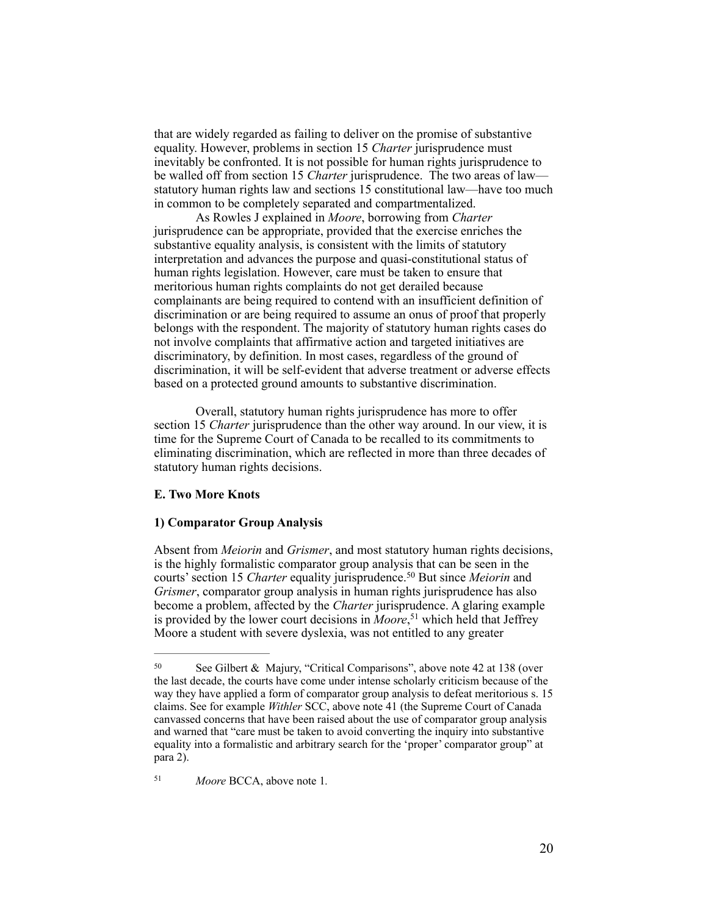that are widely regarded as failing to deliver on the promise of substantive equality. However, problems in section 15 *Charter* jurisprudence must inevitably be confronted. It is not possible for human rights jurisprudence to be walled off from section 15 *Charter* jurisprudence. The two areas of law—statutory human rights law and sections 15 constitutional law—have too much in common to be completely separated and compartmentalized.

As Rowles J explained in *Moore*, borrowing from *Charter* jurisprudence can be appropriate, provided that the exercise enriches the substantive equality analysis, is consistent with the limits of statutory interpretation and advances the purpose and quasi-constitutional status of human rights legislation. However, care must be taken to ensure that meritorious human rights complaints do not get derailed because complainants are being required to contend with an insufficient definition of discrimination or are being required to assume an onus of proof that properly belongs with the respondent. The majority of statutory human rights cases do not involve complaints that affirmative action and targeted initiatives are discriminatory, by definition. In most cases, regardless of the ground of discrimination, it will be self-evident that adverse treatment or adverse effects based on a protected ground amounts to substantive discrimination.

Overall, statutory human rights jurisprudence has more to offer section 15 *Charter* jurisprudence than the other way around. In our view, it is time for the Supreme Court of Canada to be recalled to its commitments to eliminating discrimination, which are reflected in more than three decades of statutory human rights decisions.

**E. Two More Knots**

**1) Comparator Group Analysis**

Absent from *Meiorin* and *Grismer*, and most statutory human rights decisions, is the highly formalistic comparator group analysis that can be seen in the courts' section 15 *Charter* equality jurisprudence.[50] But since *Meiorin* and *Grismer*, comparator group analysis in human rights jurisprudence has also become a problem, affected by the *Charter* jurisprudence. A glaring example is provided by the lower court decisions in *Moore*,[51] which held that Jeffrey Moore a student with severe dyslexia, was not entitled to any greater

---

[50] See Gilbert & Majury, "Critical Comparisons", above note 42 at 138 (over the last decade, the courts have come under intense scholarly criticism because of the way they have applied a form of comparator group analysis to defeat meritorious s. 15 claims. See for example *Withler* SCC, above note 41 (the Supreme Court of Canada canvassed concerns that have been raised about the use of comparator group analysis and warned that "care must be taken to avoid converting the inquiry into substantive equality into a formalistic and arbitrary search for the 'proper' comparator group" at para 2).

[51] *Moore* BCCA, above note 1.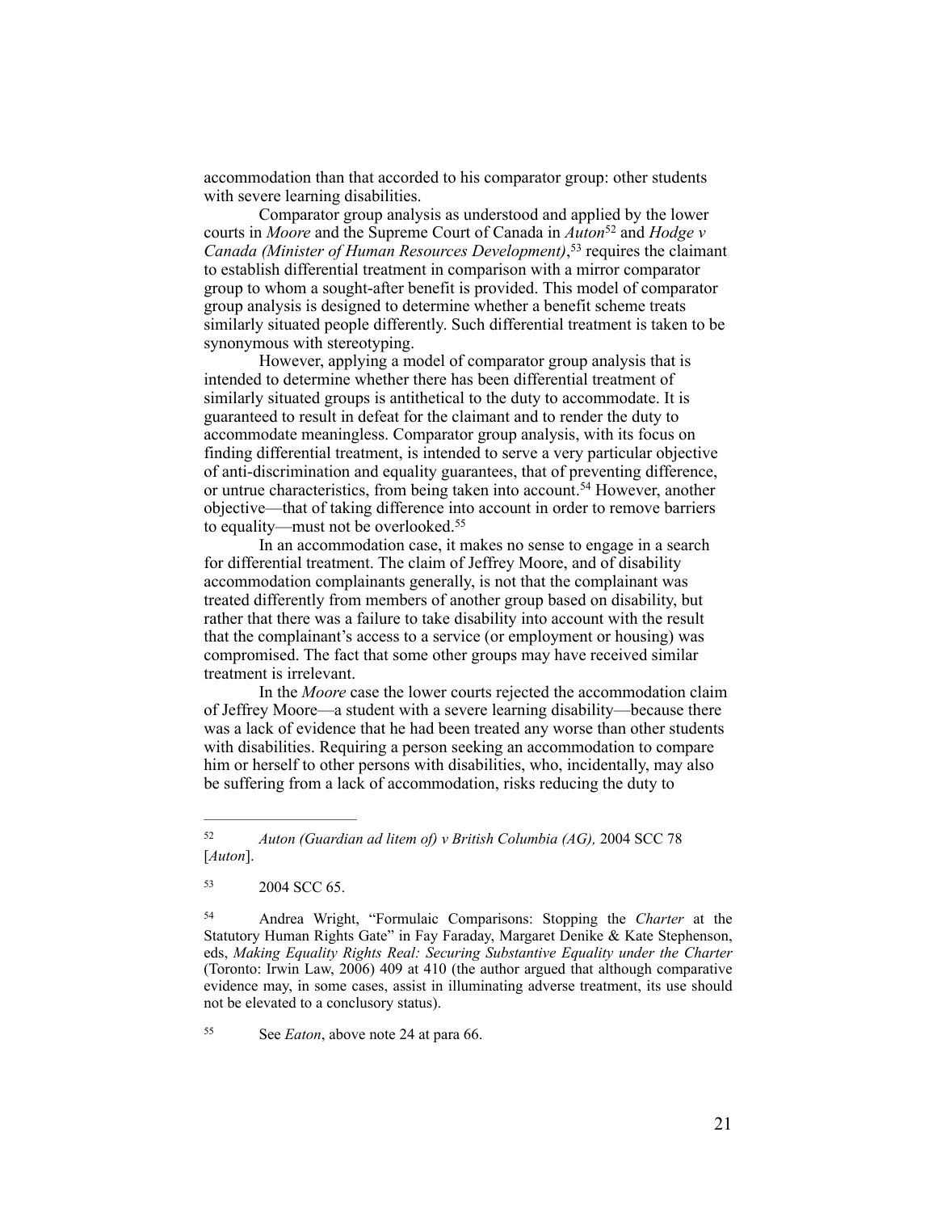accommodation than that accorded to his comparator group: other students with severe learning disabilities.

Comparator group analysis as understood and applied by the lower courts in *Moore* and the Supreme Court of Canada in *Auton*[52] and *Hodge v Canada (Minister of Human Resources Development)*,[53] requires the claimant to establish differential treatment in comparison with a mirror comparator group to whom a sought-after benefit is provided. This model of comparator group analysis is designed to determine whether a benefit scheme treats similarly situated people differently. Such differential treatment is taken to be synonymous with stereotyping.

However, applying a model of comparator group analysis that is intended to determine whether there has been differential treatment of similarly situated groups is antithetical to the duty to accommodate. It is guaranteed to result in defeat for the claimant and to render the duty to accommodate meaningless. Comparator group analysis, with its focus on finding differential treatment, is intended to serve a very particular objective of anti-discrimination and equality guarantees, that of preventing difference, or untrue characteristics, from being taken into account.[54] However, another objective—that of taking difference into account in order to remove barriers to equality—must not be overlooked.[55]

In an accommodation case, it makes no sense to engage in a search for differential treatment. The claim of Jeffrey Moore, and of disability accommodation complainants generally, is not that the complainant was treated differently from members of another group based on disability, but rather that there was a failure to take disability into account with the result that the complainant's access to a service (or employment or housing) was compromised. The fact that some other groups may have received similar treatment is irrelevant.

In the *Moore* case the lower courts rejected the accommodation claim of Jeffrey Moore—a student with a severe learning disability—because there was a lack of evidence that he had been treated any worse than other students with disabilities. Requiring a person seeking an accommodation to compare him or herself to other persons with disabilities, who, incidentally, may also be suffering from a lack of accommodation, risks reducing the duty to

---

[52] *Auton (Guardian ad litem of) v British Columbia (AG),* 2004 SCC 78 [*Auton*].

[53] 2004 SCC 65.

[54] Andrea Wright, "Formulaic Comparisons: Stopping the *Charter* at the Statutory Human Rights Gate" in Fay Faraday, Margaret Denike & Kate Stephenson, eds, *Making Equality Rights Real: Securing Substantive Equality under the Charter* (Toronto: Irwin Law, 2006) 409 at 410 (the author argued that although comparative evidence may, in some cases, assist in illuminating adverse treatment, its use should not be elevated to a conclusory status).

[55] See *Eaton*, above note 24 at para 66.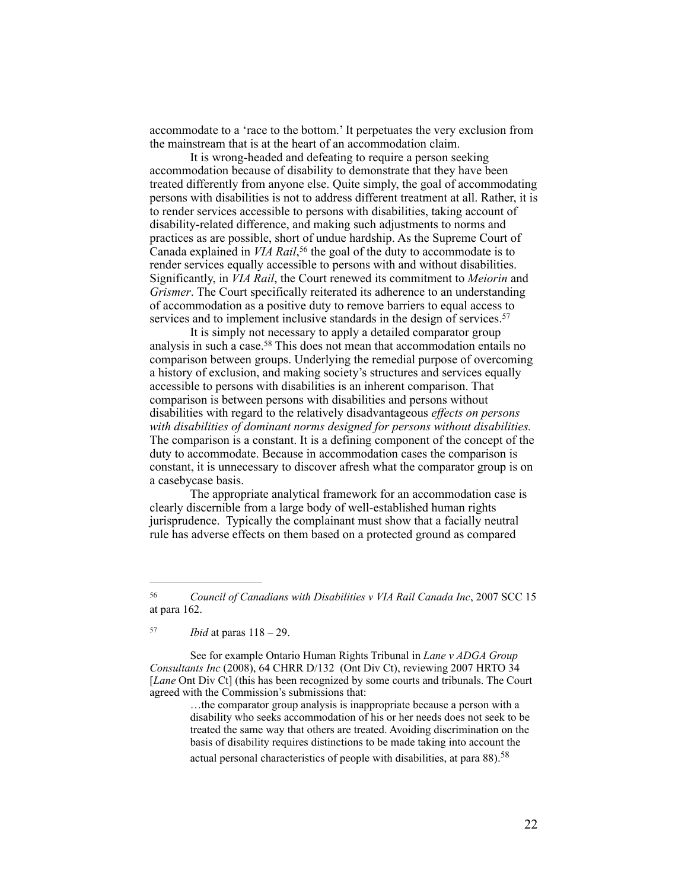accommodate to a 'race to the bottom.' It perpetuates the very exclusion from the mainstream that is at the heart of an accommodation claim.

It is wrong-headed and defeating to require a person seeking accommodation because of disability to demonstrate that they have been treated differently from anyone else. Quite simply, the goal of accommodating persons with disabilities is not to address different treatment at all. Rather, it is to render services accessible to persons with disabilities, taking account of disability-related difference, and making such adjustments to norms and practices as are possible, short of undue hardship. As the Supreme Court of Canada explained in *VIA Rail*,[56] the goal of the duty to accommodate is to render services equally accessible to persons with and without disabilities. Significantly, in *VIA Rail*, the Court renewed its commitment to *Meiorin* and *Grismer*. The Court specifically reiterated its adherence to an understanding of accommodation as a positive duty to remove barriers to equal access to services and to implement inclusive standards in the design of services.[57]

It is simply not necessary to apply a detailed comparator group analysis in such a case.[58] This does not mean that accommodation entails no comparison between groups. Underlying the remedial purpose of overcoming a history of exclusion, and making society's structures and services equally accessible to persons with disabilities is an inherent comparison. That comparison is between persons with disabilities and persons without disabilities with regard to the relatively disadvantageous *effects on persons with disabilities of dominant norms designed for persons without disabilities.* The comparison is a constant. It is a defining component of the concept of the duty to accommodate. Because in accommodation cases the comparison is constant, it is unnecessary to discover afresh what the comparator group is on a casebycase basis.

The appropriate analytical framework for an accommodation case is clearly discernible from a large body of well-established human rights jurisprudence. Typically the complainant must show that a facially neutral rule has adverse effects on them based on a protected ground as compared

---

[56] *Council of Canadians with Disabilities v VIA Rail Canada Inc*, 2007 SCC 15 at para 162.

[57] *Ibid* at paras 118 – 29.

See for example Ontario Human Rights Tribunal in *Lane v ADGA Group Consultants Inc* (2008), 64 CHRR D/132 (Ont Div Ct), reviewing 2007 HRTO 34 [*Lane* Ont Div Ct] (this has been recognized by some courts and tribunals. The Court agreed with the Commission's submissions that:

> …the comparator group analysis is inappropriate because a person with a disability who seeks accommodation of his or her needs does not seek to be treated the same way that others are treated. Avoiding discrimination on the basis of disability requires distinctions to be made taking into account the actual personal characteristics of people with disabilities, at para 88).[58]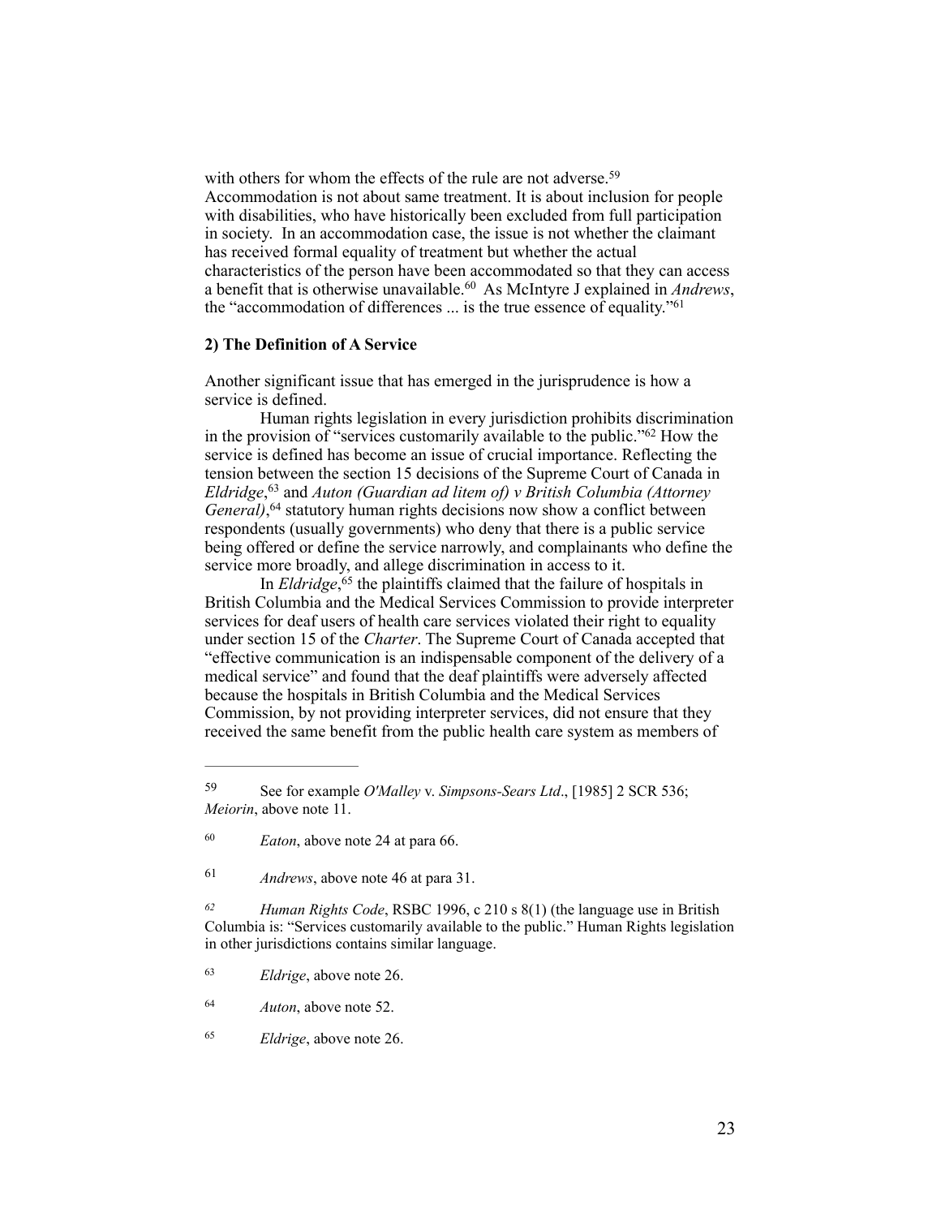with others for whom the effects of the rule are not adverse.[59] Accommodation is not about same treatment. It is about inclusion for people with disabilities, who have historically been excluded from full participation in society. In an accommodation case, the issue is not whether the claimant has received formal equality of treatment but whether the actual characteristics of the person have been accommodated so that they can access a benefit that is otherwise unavailable.[60] As McIntyre J explained in *Andrews*, the "accommodation of differences ... is the true essence of equality."[61]

**2) The Definition of A Service**

Another significant issue that has emerged in the jurisprudence is how a service is defined.

Human rights legislation in every jurisdiction prohibits discrimination in the provision of "services customarily available to the public."[62] How the service is defined has become an issue of crucial importance. Reflecting the tension between the section 15 decisions of the Supreme Court of Canada in *Eldridge*,[63] and *Auton (Guardian ad litem of) v British Columbia (Attorney General)*,[64] statutory human rights decisions now show a conflict between respondents (usually governments) who deny that there is a public service being offered or define the service narrowly, and complainants who define the service more broadly, and allege discrimination in access to it.

In *Eldridge*,[65] the plaintiffs claimed that the failure of hospitals in British Columbia and the Medical Services Commission to provide interpreter services for deaf users of health care services violated their right to equality under section 15 of the *Charter*. The Supreme Court of Canada accepted that "effective communication is an indispensable component of the delivery of a medical service" and found that the deaf plaintiffs were adversely affected because the hospitals in British Columbia and the Medical Services Commission, by not providing interpreter services, did not ensure that they received the same benefit from the public health care system as members of

---

[59] See for example *O'Malley* v. *Simpsons-Sears Ltd*., [1985] 2 SCR 536; *Meiorin*, above note 11.

[60] *Eaton*, above note 24 at para 66.

[61] *Andrews*, above note 46 at para 31.

[62] *Human Rights Code*, RSBC 1996, c 210 s 8(1) (the language use in British Columbia is: "Services customarily available to the public." Human Rights legislation in other jurisdictions contains similar language.

[63] *Eldrige*, above note 26.

[64] *Auton*, above note 52.

[65] *Eldrige*, above note 26.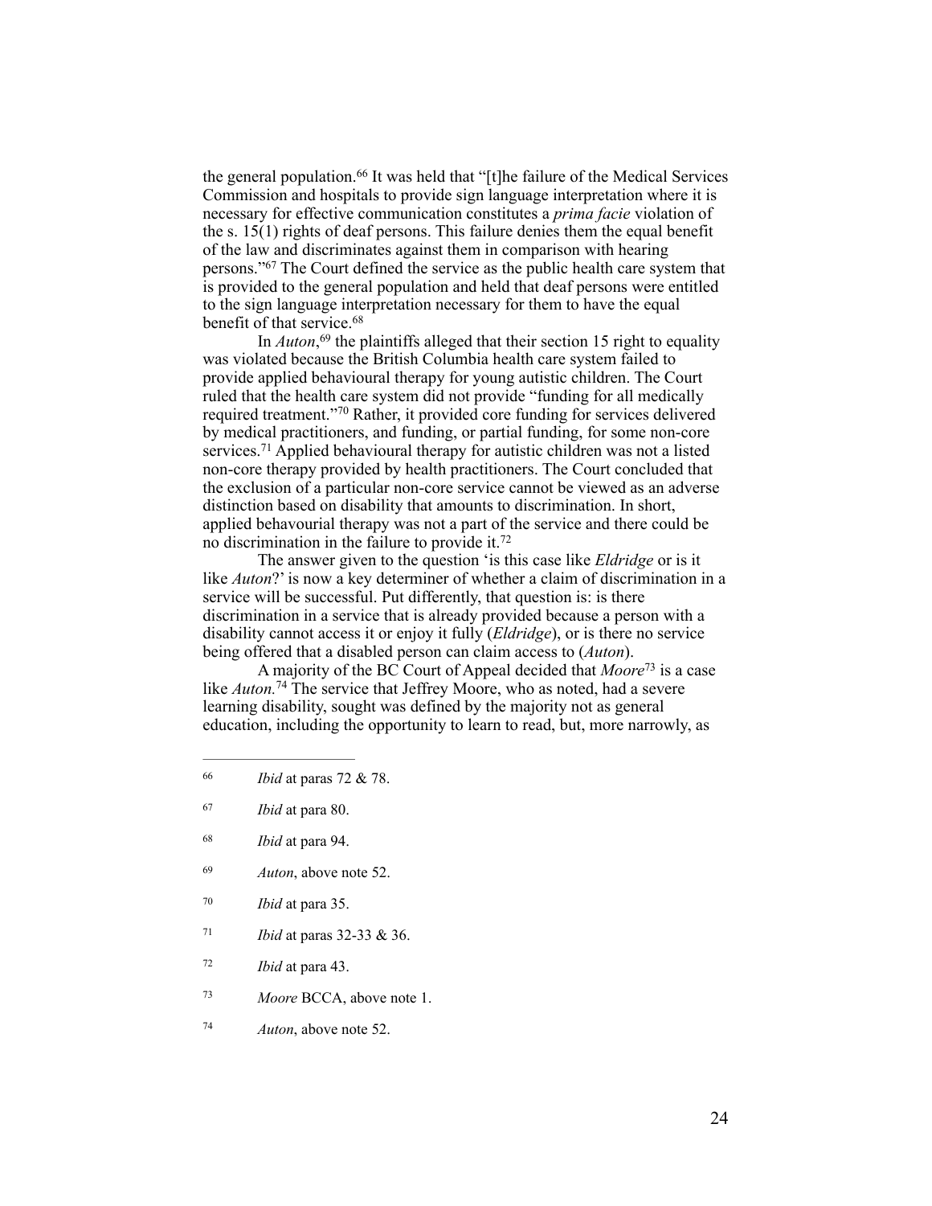the general population.[66] It was held that "[t]he failure of the Medical Services Commission and hospitals to provide sign language interpretation where it is necessary for effective communication constitutes a *prima facie* violation of the s. 15(1) rights of deaf persons. This failure denies them the equal benefit of the law and discriminates against them in comparison with hearing persons."[67] The Court defined the service as the public health care system that is provided to the general population and held that deaf persons were entitled to the sign language interpretation necessary for them to have the equal benefit of that service.[68]

In *Auton*,[69] the plaintiffs alleged that their section 15 right to equality was violated because the British Columbia health care system failed to provide applied behavioural therapy for young autistic children. The Court ruled that the health care system did not provide "funding for all medically required treatment."[70] Rather, it provided core funding for services delivered by medical practitioners, and funding, or partial funding, for some non-core services.[71] Applied behavioural therapy for autistic children was not a listed non-core therapy provided by health practitioners. The Court concluded that the exclusion of a particular non-core service cannot be viewed as an adverse distinction based on disability that amounts to discrimination. In short, applied behavourial therapy was not a part of the service and there could be no discrimination in the failure to provide it.[72]

The answer given to the question 'is this case like *Eldridge* or is it like *Auton*?' is now a key determiner of whether a claim of discrimination in a service will be successful. Put differently, that question is: is there discrimination in a service that is already provided because a person with a disability cannot access it or enjoy it fully (*Eldridge*), or is there no service being offered that a disabled person can claim access to (*Auton*).

A majority of the BC Court of Appeal decided that *Moore*[73] is a case like *Auton.*[74] The service that Jeffrey Moore, who as noted, had a severe learning disability, sought was defined by the majority not as general education, including the opportunity to learn to read, but, more narrowly, as

---

[66] *Ibid* at paras 72 & 78.

[67] *Ibid* at para 80.

[68] *Ibid* at para 94.

[69] *Auton*, above note 52.

[70] *Ibid* at para 35.

[71] *Ibid* at paras 32-33 & 36.

[72] *Ibid* at para 43.

[73] *Moore* BCCA, above note 1.

[74] *Auton*, above note 52.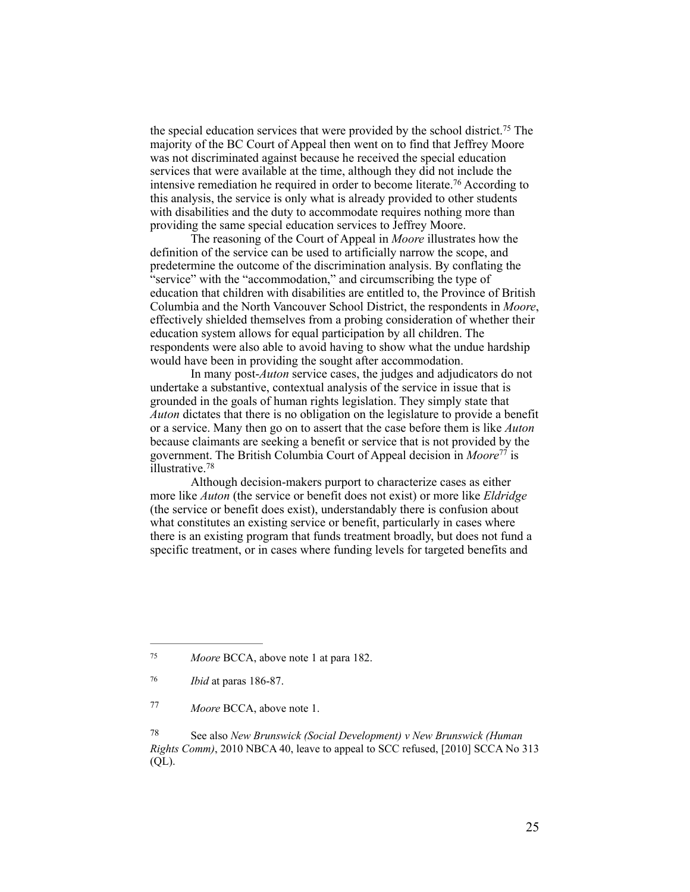the special education services that were provided by the school district.[75] The majority of the BC Court of Appeal then went on to find that Jeffrey Moore was not discriminated against because he received the special education services that were available at the time, although they did not include the intensive remediation he required in order to become literate.[76] According to this analysis, the service is only what is already provided to other students with disabilities and the duty to accommodate requires nothing more than providing the same special education services to Jeffrey Moore.

The reasoning of the Court of Appeal in *Moore* illustrates how the definition of the service can be used to artificially narrow the scope, and predetermine the outcome of the discrimination analysis. By conflating the "service" with the "accommodation," and circumscribing the type of education that children with disabilities are entitled to, the Province of British Columbia and the North Vancouver School District, the respondents in *Moore*, effectively shielded themselves from a probing consideration of whether their education system allows for equal participation by all children. The respondents were also able to avoid having to show what the undue hardship would have been in providing the sought after accommodation.

In many post-*Auton* service cases, the judges and adjudicators do not undertake a substantive, contextual analysis of the service in issue that is grounded in the goals of human rights legislation. They simply state that *Auton* dictates that there is no obligation on the legislature to provide a benefit or a service. Many then go on to assert that the case before them is like *Auton* because claimants are seeking a benefit or service that is not provided by the government. The British Columbia Court of Appeal decision in *Moore*[77] is illustrative.[78]

Although decision-makers purport to characterize cases as either more like *Auton* (the service or benefit does not exist) or more like *Eldridge* (the service or benefit does exist), understandably there is confusion about what constitutes an existing service or benefit, particularly in cases where there is an existing program that funds treatment broadly, but does not fund a specific treatment, or in cases where funding levels for targeted benefits and

---

[75] *Moore* BCCA, above note 1 at para 182.

[76] *Ibid* at paras 186-87.

[77] *Moore* BCCA, above note 1.

[78] See also *New Brunswick (Social Development) v New Brunswick (Human Rights Comm)*, 2010 NBCA 40, leave to appeal to SCC refused, [2010] SCCA No 313 (QL).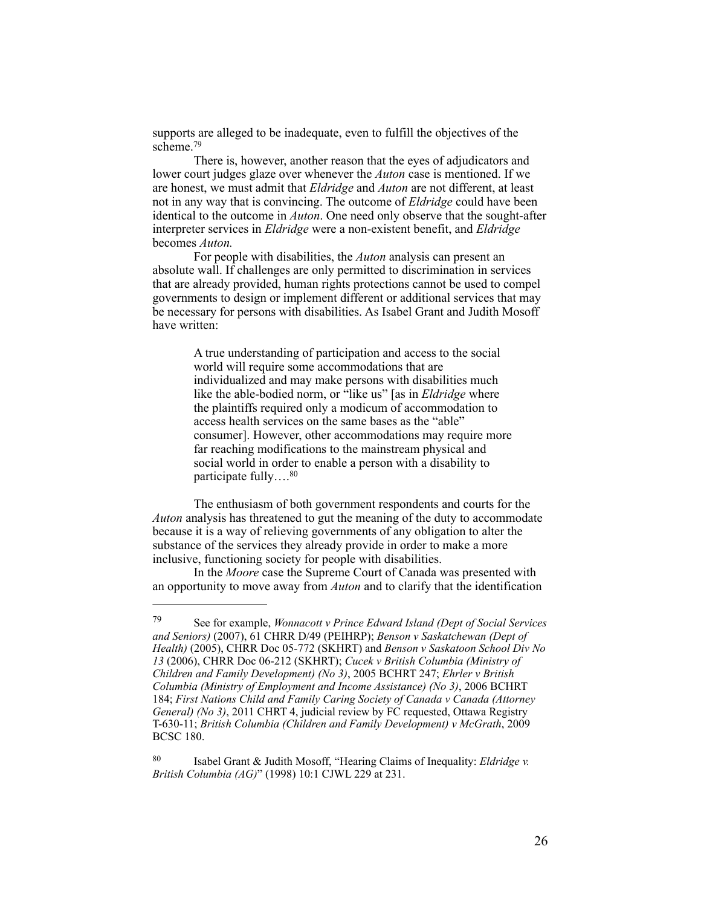supports are alleged to be inadequate, even to fulfill the objectives of the scheme.[79]

There is, however, another reason that the eyes of adjudicators and lower court judges glaze over whenever the *Auton* case is mentioned. If we are honest, we must admit that *Eldridge* and *Auton* are not different, at least not in any way that is convincing. The outcome of *Eldridge* could have been identical to the outcome in *Auton*. One need only observe that the sought-after interpreter services in *Eldridge* were a non-existent benefit, and *Eldridge* becomes *Auton.*

For people with disabilities, the *Auton* analysis can present an absolute wall. If challenges are only permitted to discrimination in services that are already provided, human rights protections cannot be used to compel governments to design or implement different or additional services that may be necessary for persons with disabilities. As Isabel Grant and Judith Mosoff have written:

> A true understanding of participation and access to the social world will require some accommodations that are individualized and may make persons with disabilities much like the able-bodied norm, or "like us" [as in *Eldridge* where the plaintiffs required only a modicum of accommodation to access health services on the same bases as the "able" consumer]. However, other accommodations may require more far reaching modifications to the mainstream physical and social world in order to enable a person with a disability to participate fully….[80]

The enthusiasm of both government respondents and courts for the *Auton* analysis has threatened to gut the meaning of the duty to accommodate because it is a way of relieving governments of any obligation to alter the substance of the services they already provide in order to make a more inclusive, functioning society for people with disabilities.

In the *Moore* case the Supreme Court of Canada was presented with an opportunity to move away from *Auton* and to clarify that the identification

---

[79] See for example, *Wonnacott v Prince Edward Island (Dept of Social Services and Seniors)* (2007), 61 CHRR D/49 (PEIHRP); *Benson v Saskatchewan (Dept of Health)* (2005), CHRR Doc 05-772 (SKHRT) and *Benson v Saskatoon School Div No 13* (2006), CHRR Doc 06-212 (SKHRT); *Cucek v British Columbia (Ministry of Children and Family Development) (No 3)*, 2005 BCHRT 247; *Ehrler v British Columbia (Ministry of Employment and Income Assistance) (No 3)*, 2006 BCHRT 184; *First Nations Child and Family Caring Society of Canada v Canada (Attorney General) (No 3)*, 2011 CHRT 4, judicial review by FC requested, Ottawa Registry T-630-11; *British Columbia (Children and Family Development) v McGrath*, 2009 BCSC 180.

[80] Isabel Grant & Judith Mosoff, "Hearing Claims of Inequality: *Eldridge v. British Columbia (AG)*" (1998) 10:1 CJWL 229 at 231.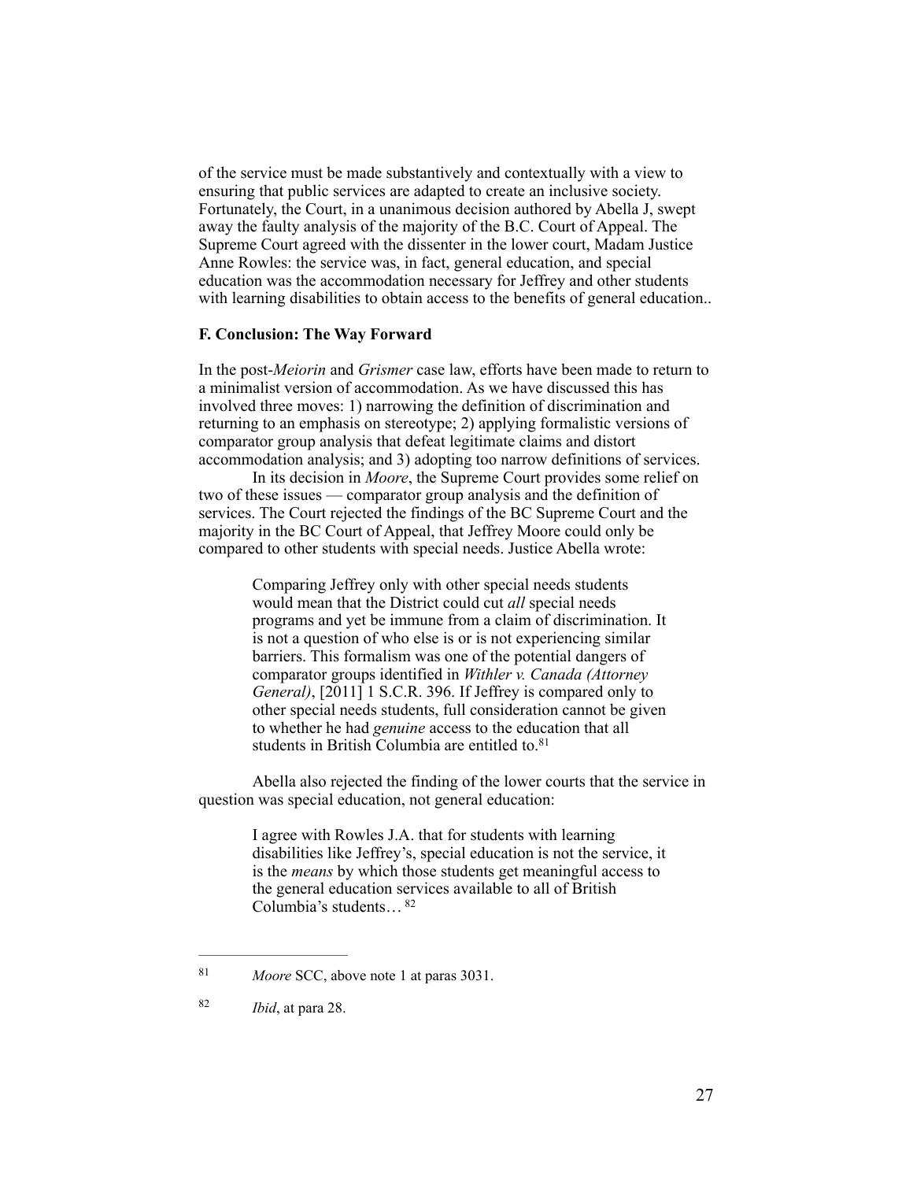of the service must be made substantively and contextually with a view to ensuring that public services are adapted to create an inclusive society. Fortunately, the Court, in a unanimous decision authored by Abella J, swept away the faulty analysis of the majority of the B.C. Court of Appeal. The Supreme Court agreed with the dissenter in the lower court, Madam Justice Anne Rowles: the service was, in fact, general education, and special education was the accommodation necessary for Jeffrey and other students with learning disabilities to obtain access to the benefits of general education..

**F. Conclusion: The Way Forward**

In the post-*Meiorin* and *Grismer* case law, efforts have been made to return to a minimalist version of accommodation. As we have discussed this has involved three moves: 1) narrowing the definition of discrimination and returning to an emphasis on stereotype; 2) applying formalistic versions of comparator group analysis that defeat legitimate claims and distort accommodation analysis; and 3) adopting too narrow definitions of services.

In its decision in *Moore*, the Supreme Court provides some relief on two of these issues — comparator group analysis and the definition of services. The Court rejected the findings of the BC Supreme Court and the majority in the BC Court of Appeal, that Jeffrey Moore could only be compared to other students with special needs. Justice Abella wrote:

> Comparing Jeffrey only with other special needs students would mean that the District could cut *all* special needs programs and yet be immune from a claim of discrimination. It is not a question of who else is or is not experiencing similar barriers. This formalism was one of the potential dangers of comparator groups identified in *Withler v. Canada (Attorney General)*, [2011] 1 S.C.R. 396. If Jeffrey is compared only to other special needs students, full consideration cannot be given to whether he had *genuine* access to the education that all students in British Columbia are entitled to.[81]

Abella also rejected the finding of the lower courts that the service in question was special education, not general education:

> I agree with Rowles J.A. that for students with learning disabilities like Jeffrey's, special education is not the service, it is the *means* by which those students get meaningful access to the general education services available to all of British Columbia's students… [82]

---

[81] *Moore* SCC, above note 1 at paras 3031.

[82] *Ibid*, at para 28.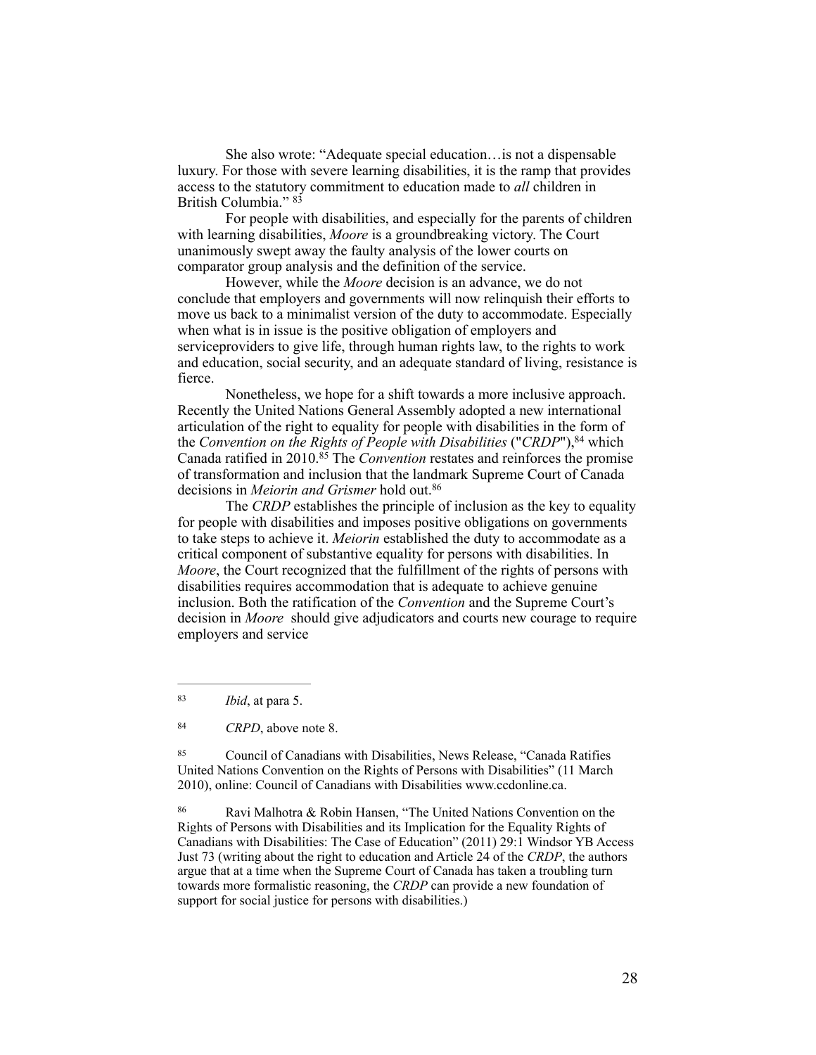She also wrote: "Adequate special education…is not a dispensable luxury. For those with severe learning disabilities, it is the ramp that provides access to the statutory commitment to education made to *all* children in British Columbia." [83]

For people with disabilities, and especially for the parents of children with learning disabilities, *Moore* is a groundbreaking victory. The Court unanimously swept away the faulty analysis of the lower courts on comparator group analysis and the definition of the service.

However, while the *Moore* decision is an advance, we do not conclude that employers and governments will now relinquish their efforts to move us back to a minimalist version of the duty to accommodate. Especially when what is in issue is the positive obligation of employers and serviceproviders to give life, through human rights law, to the rights to work and education, social security, and an adequate standard of living, resistance is fierce.

Nonetheless, we hope for a shift towards a more inclusive approach. Recently the United Nations General Assembly adopted a new international articulation of the right to equality for people with disabilities in the form of the *Convention on the Rights of People with Disabilities* ("*CRDP*"),[84] which Canada ratified in 2010.[85] The *Convention* restates and reinforces the promise of transformation and inclusion that the landmark Supreme Court of Canada decisions in *Meiorin and Grismer* hold out.[86]

The *CRDP* establishes the principle of inclusion as the key to equality for people with disabilities and imposes positive obligations on governments to take steps to achieve it. *Meiorin* established the duty to accommodate as a critical component of substantive equality for persons with disabilities. In *Moore*, the Court recognized that the fulfillment of the rights of persons with disabilities requires accommodation that is adequate to achieve genuine inclusion. Both the ratification of the *Convention* and the Supreme Court's decision in *Moore* should give adjudicators and courts new courage to require employers and service

---

[83] *Ibid*, at para 5.

[84] *CRPD*, above note 8.

[85] Council of Canadians with Disabilities, News Release, "Canada Ratifies United Nations Convention on the Rights of Persons with Disabilities" (11 March 2010), online: Council of Canadians with Disabilities www.ccdonline.ca.

[86] Ravi Malhotra & Robin Hansen, "The United Nations Convention on the Rights of Persons with Disabilities and its Implication for the Equality Rights of Canadians with Disabilities: The Case of Education" (2011) 29:1 Windsor YB Access Just 73 (writing about the right to education and Article 24 of the *CRDP*, the authors argue that at a time when the Supreme Court of Canada has taken a troubling turn towards more formalistic reasoning, the *CRDP* can provide a new foundation of support for social justice for persons with disabilities.)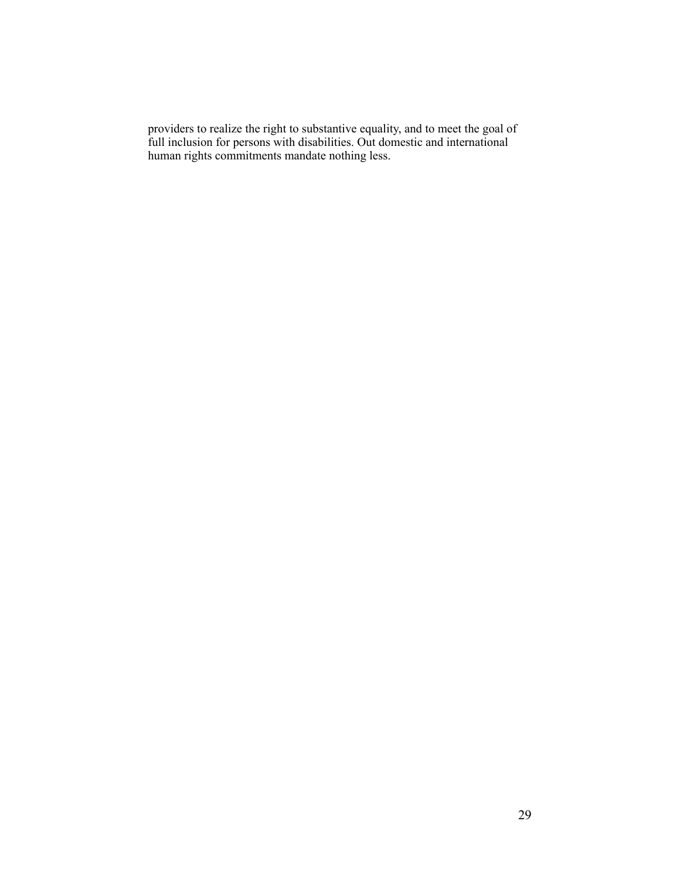providers to realize the right to substantive equality, and to meet the goal of full inclusion for persons with disabilities. Out domestic and international human rights commitments mandate nothing less.